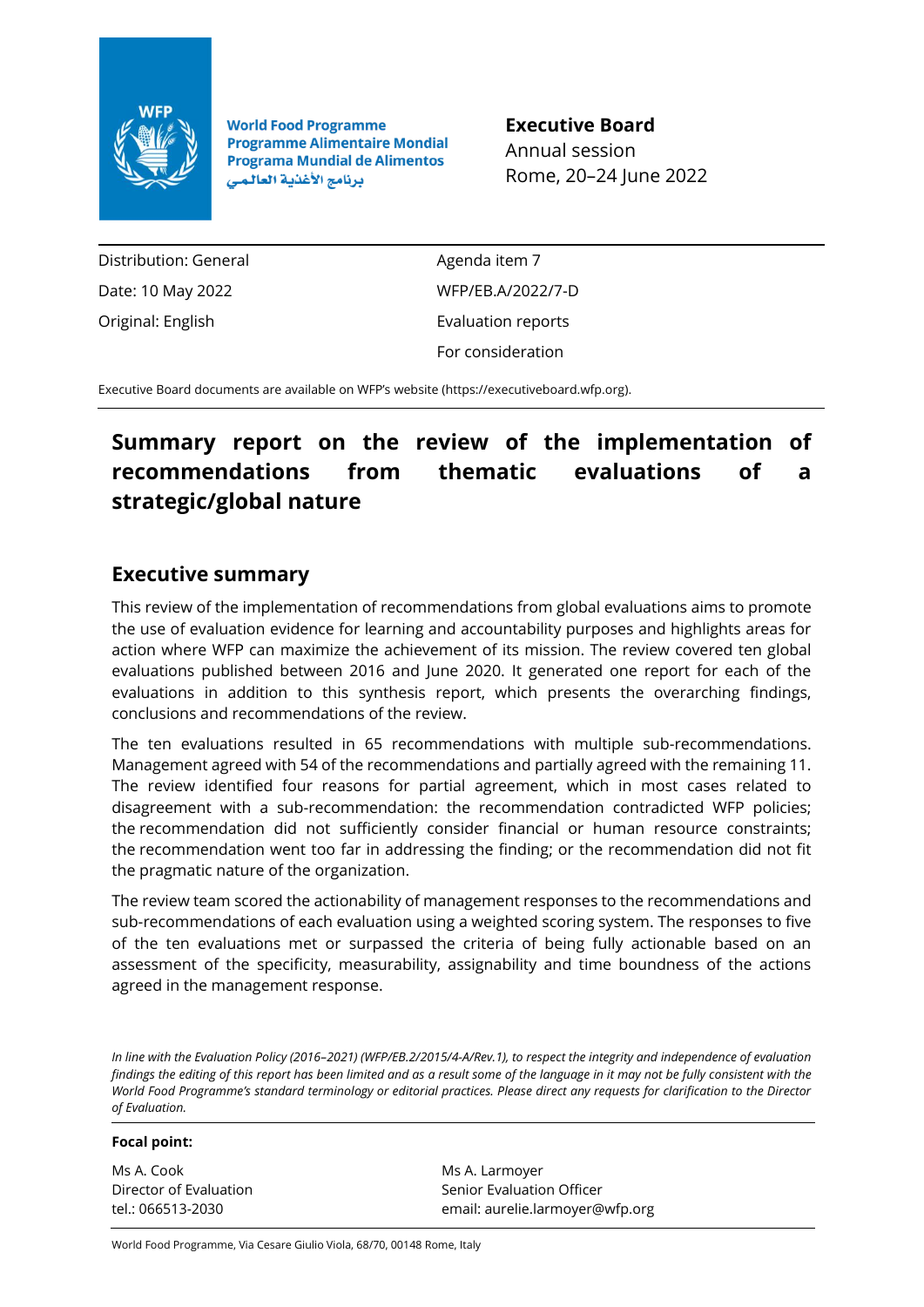World Food Programme
Programme Alimentaire Mondial
Programa Mundial de Alimentos
برنامج الأغذية العالمي

**Executive Board**
Annual session
Rome, 20–24 June 2022

| | |
|---|---|
| Distribution: General | Agenda item 7 |
| Date: 10 May 2022 | WFP/EB.A/2022/7-D |
| Original: English | Evaluation reports |
| | For consideration |

Executive Board documents are available on WFP's website (https://executiveboard.wfp.org).

# Summary report on the review of the implementation of recommendations from thematic evaluations of a strategic/global nature

## Executive summary

This review of the implementation of recommendations from global evaluations aims to promote the use of evaluation evidence for learning and accountability purposes and highlights areas for action where WFP can maximize the achievement of its mission. The review covered ten global evaluations published between 2016 and June 2020. It generated one report for each of the evaluations in addition to this synthesis report, which presents the overarching findings, conclusions and recommendations of the review.

The ten evaluations resulted in 65 recommendations with multiple sub-recommendations. Management agreed with 54 of the recommendations and partially agreed with the remaining 11. The review identified four reasons for partial agreement, which in most cases related to disagreement with a sub-recommendation: the recommendation contradicted WFP policies; the recommendation did not sufficiently consider financial or human resource constraints; the recommendation went too far in addressing the finding; or the recommendation did not fit the pragmatic nature of the organization.

The review team scored the actionability of management responses to the recommendations and sub-recommendations of each evaluation using a weighted scoring system. The responses to five of the ten evaluations met or surpassed the criteria of being fully actionable based on an assessment of the specificity, measurability, assignability and time boundness of the actions agreed in the management response.

*In line with the Evaluation Policy (2016–2021) (WFP/EB.2/2015/4-A/Rev.1), to respect the integrity and independence of evaluation findings the editing of this report has been limited and as a result some of the language in it may not be fully consistent with the World Food Programme's standard terminology or editorial practices. Please direct any requests for clarification to the Director of Evaluation.*

**Focal point:**

| | |
|---|---|
| Ms A. Cook<br>Director of Evaluation<br>tel.: 066513-2030 | Ms A. Larmoyer<br>Senior Evaluation Officer<br>email: aurelie.larmoyer@wfp.org |

World Food Programme, Via Cesare Giulio Viola, 68/70, 00148 Rome, Italy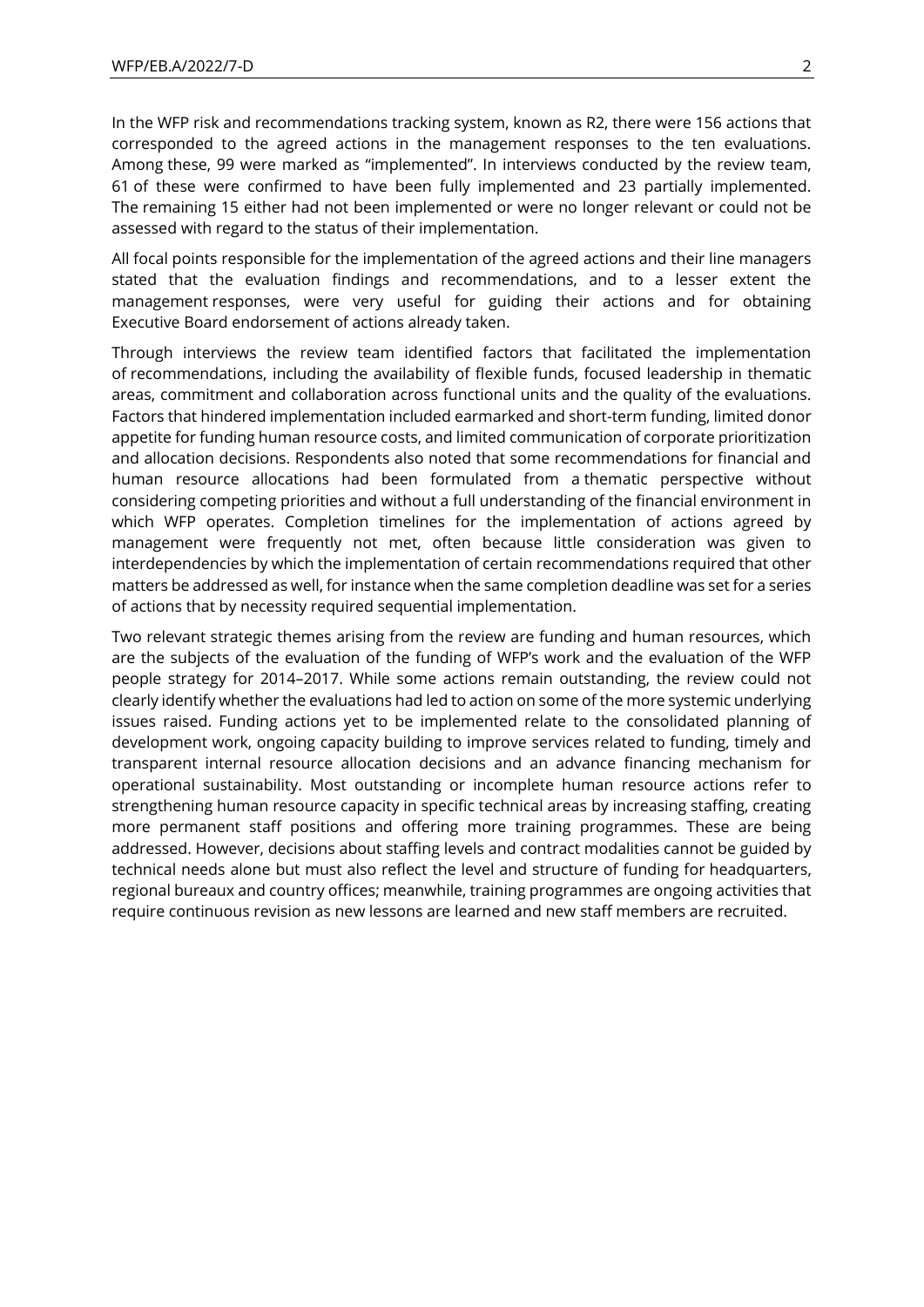In the WFP risk and recommendations tracking system, known as R2, there were 156 actions that corresponded to the agreed actions in the management responses to the ten evaluations. Among these, 99 were marked as "implemented". In interviews conducted by the review team, 61 of these were confirmed to have been fully implemented and 23 partially implemented. The remaining 15 either had not been implemented or were no longer relevant or could not be assessed with regard to the status of their implementation.

All focal points responsible for the implementation of the agreed actions and their line managers stated that the evaluation findings and recommendations, and to a lesser extent the management responses, were very useful for guiding their actions and for obtaining Executive Board endorsement of actions already taken.

Through interviews the review team identified factors that facilitated the implementation of recommendations, including the availability of flexible funds, focused leadership in thematic areas, commitment and collaboration across functional units and the quality of the evaluations. Factors that hindered implementation included earmarked and short-term funding, limited donor appetite for funding human resource costs, and limited communication of corporate prioritization and allocation decisions. Respondents also noted that some recommendations for financial and human resource allocations had been formulated from a thematic perspective without considering competing priorities and without a full understanding of the financial environment in which WFP operates. Completion timelines for the implementation of actions agreed by management were frequently not met, often because little consideration was given to interdependencies by which the implementation of certain recommendations required that other matters be addressed as well, for instance when the same completion deadline was set for a series of actions that by necessity required sequential implementation.

Two relevant strategic themes arising from the review are funding and human resources, which are the subjects of the evaluation of the funding of WFP's work and the evaluation of the WFP people strategy for 2014–2017. While some actions remain outstanding, the review could not clearly identify whether the evaluations had led to action on some of the more systemic underlying issues raised. Funding actions yet to be implemented relate to the consolidated planning of development work, ongoing capacity building to improve services related to funding, timely and transparent internal resource allocation decisions and an advance financing mechanism for operational sustainability. Most outstanding or incomplete human resource actions refer to strengthening human resource capacity in specific technical areas by increasing staffing, creating more permanent staff positions and offering more training programmes. These are being addressed. However, decisions about staffing levels and contract modalities cannot be guided by technical needs alone but must also reflect the level and structure of funding for headquarters, regional bureaux and country offices; meanwhile, training programmes are ongoing activities that require continuous revision as new lessons are learned and new staff members are recruited.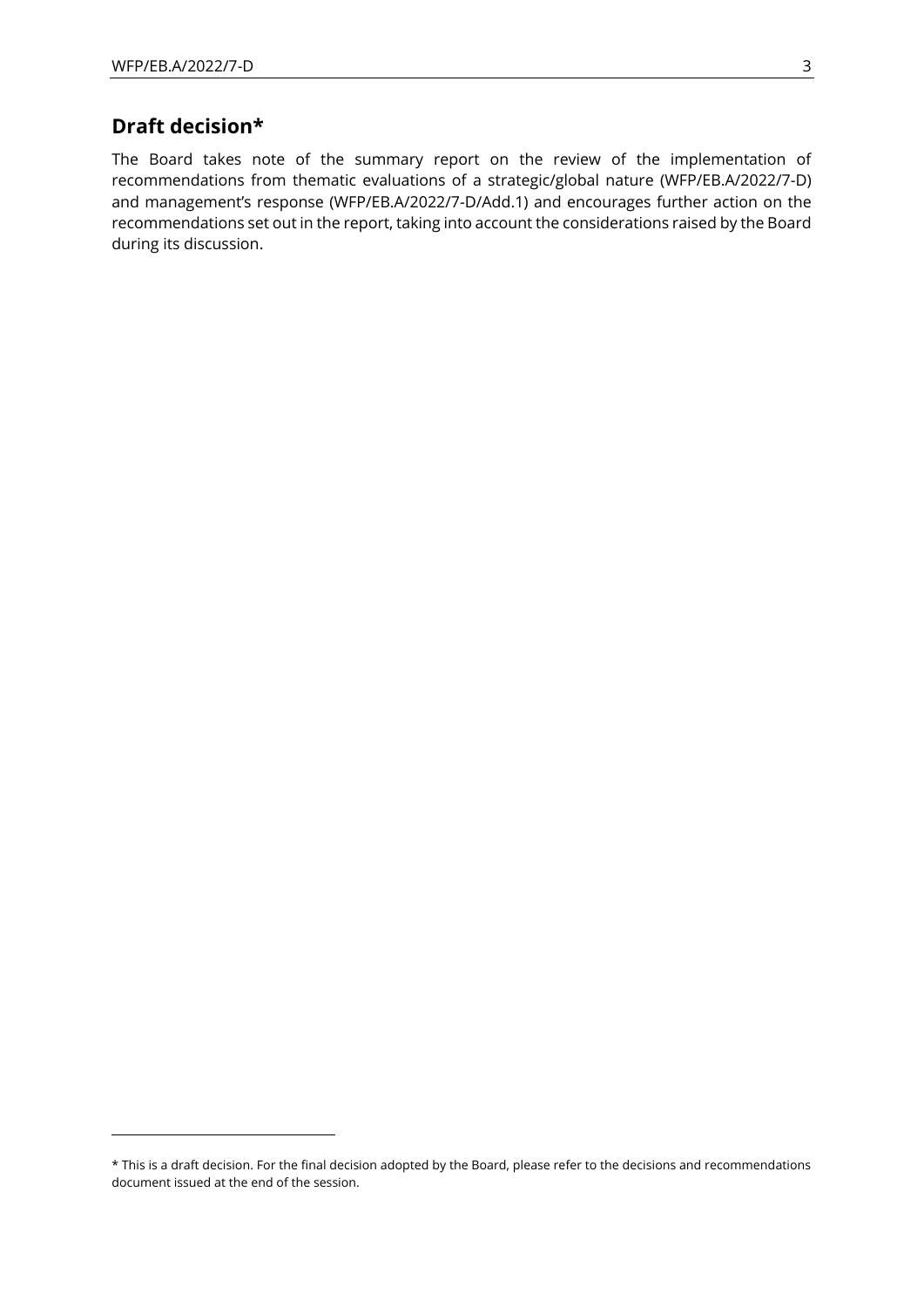## Draft decision*

The Board takes note of the summary report on the review of the implementation of recommendations from thematic evaluations of a strategic/global nature (WFP/EB.A/2022/7-D) and management's response (WFP/EB.A/2022/7-D/Add.1) and encourages further action on the recommendations set out in the report, taking into account the considerations raised by the Board during its discussion.

* This is a draft decision. For the final decision adopted by the Board, please refer to the decisions and recommendations document issued at the end of the session.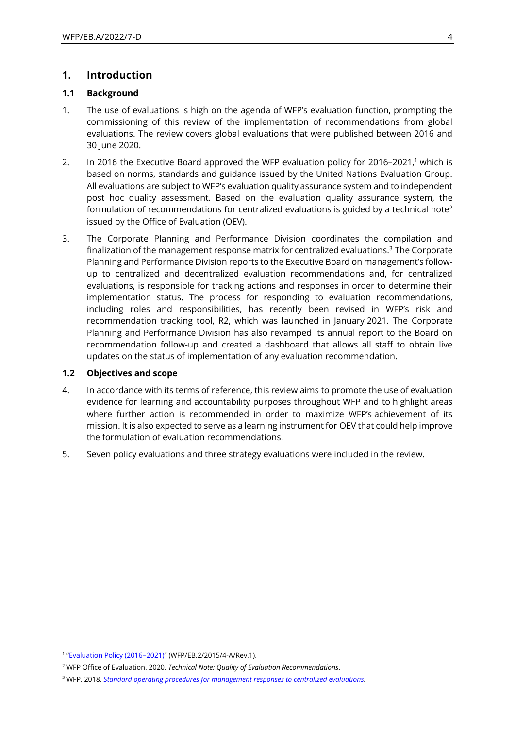# 1. Introduction

## 1.1 Background

1. The use of evaluations is high on the agenda of WFP's evaluation function, prompting the commissioning of this review of the implementation of recommendations from global evaluations. The review covers global evaluations that were published between 2016 and 30 June 2020.

2. In 2016 the Executive Board approved the WFP evaluation policy for 2016–2021,[1] which is based on norms, standards and guidance issued by the United Nations Evaluation Group. All evaluations are subject to WFP's evaluation quality assurance system and to independent post hoc quality assessment. Based on the evaluation quality assurance system, the formulation of recommendations for centralized evaluations is guided by a technical note[2] issued by the Office of Evaluation (OEV).

3. The Corporate Planning and Performance Division coordinates the compilation and finalization of the management response matrix for centralized evaluations.[3] The Corporate Planning and Performance Division reports to the Executive Board on management's follow-up to centralized and decentralized evaluation recommendations and, for centralized evaluations, is responsible for tracking actions and responses in order to determine their implementation status. The process for responding to evaluation recommendations, including roles and responsibilities, has recently been revised in WFP's risk and recommendation tracking tool, R2, which was launched in January 2021. The Corporate Planning and Performance Division has also revamped its annual report to the Board on recommendation follow-up and created a dashboard that allows all staff to obtain live updates on the status of implementation of any evaluation recommendation.

## 1.2 Objectives and scope

4. In accordance with its terms of reference, this review aims to promote the use of evaluation evidence for learning and accountability purposes throughout WFP and to highlight areas where further action is recommended in order to maximize WFP's achievement of its mission. It is also expected to serve as a learning instrument for OEV that could help improve the formulation of evaluation recommendations.

5. Seven policy evaluations and three strategy evaluations were included in the review.

---

[1] "Evaluation Policy (2016–2021)" (WFP/EB.2/2015/4-A/Rev.1).

[2] WFP Office of Evaluation. 2020. *Technical Note: Quality of Evaluation Recommendations*.

[3] WFP. 2018. *Standard operating procedures for management responses to centralized evaluations*.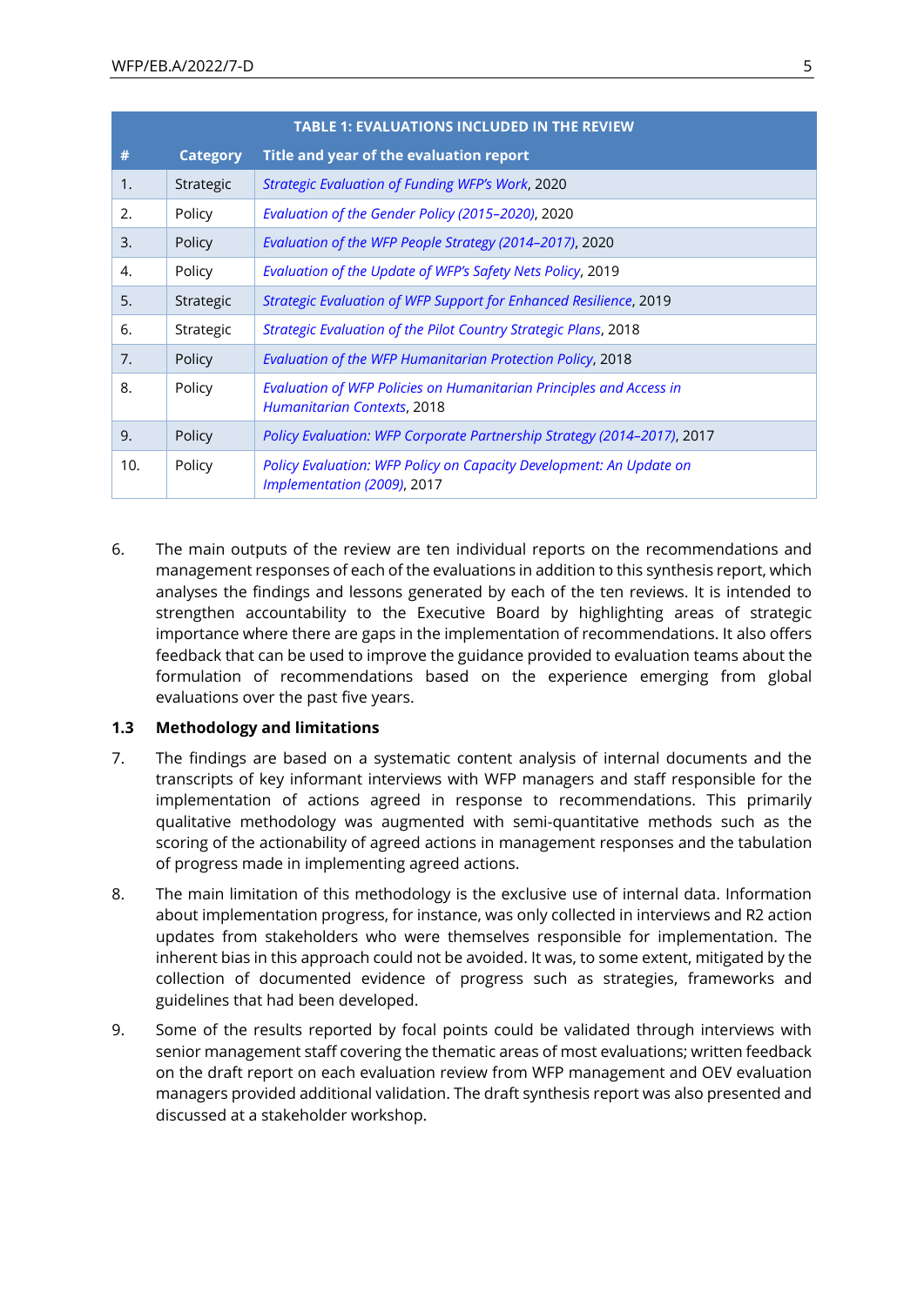**TABLE 1: EVALUATIONS INCLUDED IN THE REVIEW**

| # | Category | Title and year of the evaluation report |
|---|---|---|
| 1. | Strategic | *Strategic Evaluation of Funding WFP's Work*, 2020 |
| 2. | Policy | *Evaluation of the Gender Policy (2015–2020)*, 2020 |
| 3. | Policy | *Evaluation of the WFP People Strategy (2014–2017)*, 2020 |
| 4. | Policy | *Evaluation of the Update of WFP's Safety Nets Policy*, 2019 |
| 5. | Strategic | *Strategic Evaluation of WFP Support for Enhanced Resilience*, 2019 |
| 6. | Strategic | *Strategic Evaluation of the Pilot Country Strategic Plans*, 2018 |
| 7. | Policy | *Evaluation of the WFP Humanitarian Protection Policy*, 2018 |
| 8. | Policy | *Evaluation of WFP Policies on Humanitarian Principles and Access in Humanitarian Contexts*, 2018 |
| 9. | Policy | *Policy Evaluation: WFP Corporate Partnership Strategy (2014–2017)*, 2017 |
| 10. | Policy | *Policy Evaluation: WFP Policy on Capacity Development: An Update on Implementation (2009)*, 2017 |

6. The main outputs of the review are ten individual reports on the recommendations and management responses of each of the evaluations in addition to this synthesis report, which analyses the findings and lessons generated by each of the ten reviews. It is intended to strengthen accountability to the Executive Board by highlighting areas of strategic importance where there are gaps in the implementation of recommendations. It also offers feedback that can be used to improve the guidance provided to evaluation teams about the formulation of recommendations based on the experience emerging from global evaluations over the past five years.

### 1.3 Methodology and limitations

7. The findings are based on a systematic content analysis of internal documents and the transcripts of key informant interviews with WFP managers and staff responsible for the implementation of actions agreed in response to recommendations. This primarily qualitative methodology was augmented with semi-quantitative methods such as the scoring of the actionability of agreed actions in management responses and the tabulation of progress made in implementing agreed actions.

8. The main limitation of this methodology is the exclusive use of internal data. Information about implementation progress, for instance, was only collected in interviews and R2 action updates from stakeholders who were themselves responsible for implementation. The inherent bias in this approach could not be avoided. It was, to some extent, mitigated by the collection of documented evidence of progress such as strategies, frameworks and guidelines that had been developed.

9. Some of the results reported by focal points could be validated through interviews with senior management staff covering the thematic areas of most evaluations; written feedback on the draft report on each evaluation review from WFP management and OEV evaluation managers provided additional validation. The draft synthesis report was also presented and discussed at a stakeholder workshop.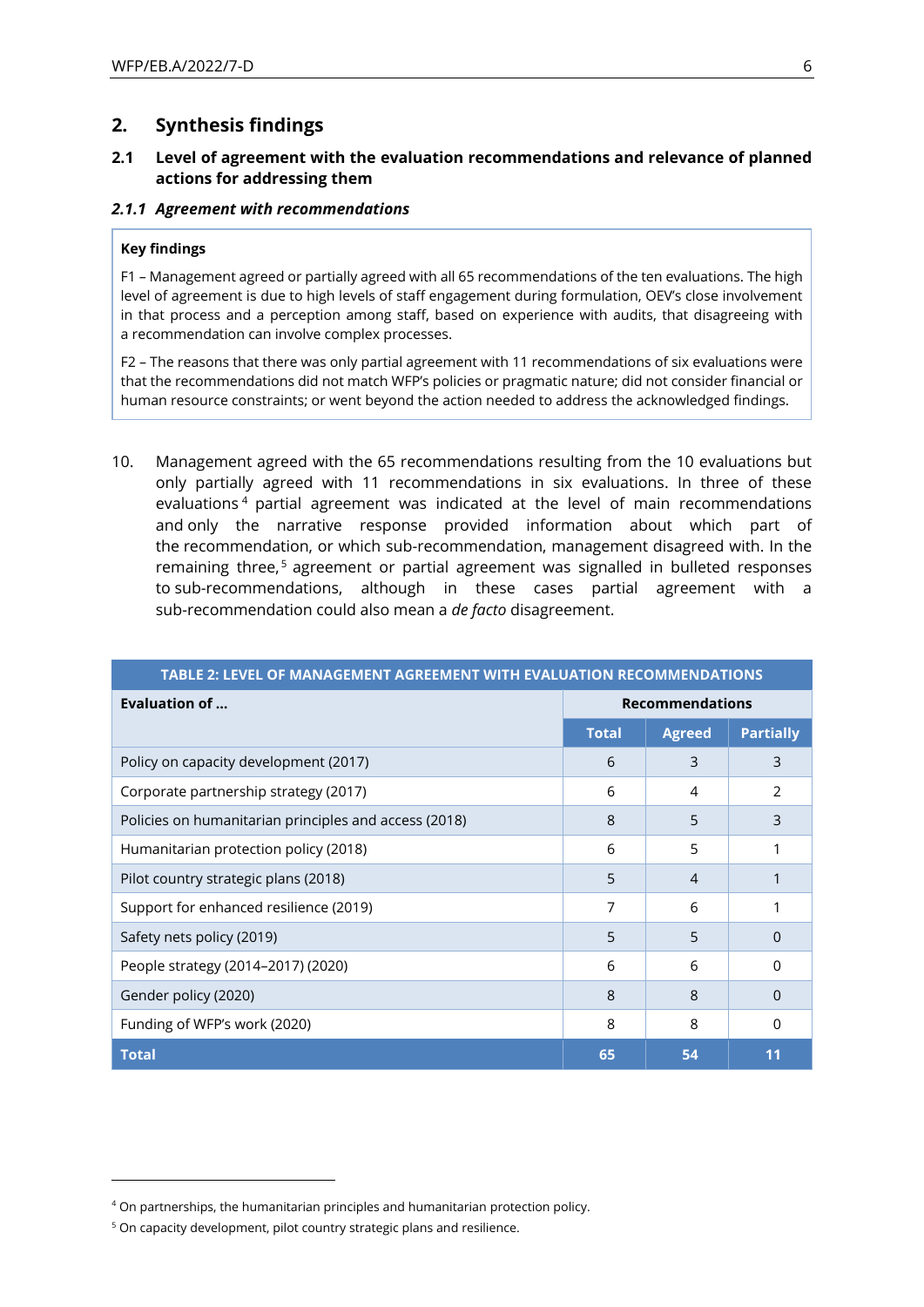## 2. Synthesis findings

### 2.1 Level of agreement with the evaluation recommendations and relevance of planned actions for addressing them

#### *2.1.1 Agreement with recommendations*

> **Key findings**
>
> F1 – Management agreed or partially agreed with all 65 recommendations of the ten evaluations. The high level of agreement is due to high levels of staff engagement during formulation, OEV's close involvement in that process and a perception among staff, based on experience with audits, that disagreeing with a recommendation can involve complex processes.
>
> F2 – The reasons that there was only partial agreement with 11 recommendations of six evaluations were that the recommendations did not match WFP's policies or pragmatic nature; did not consider financial or human resource constraints; or went beyond the action needed to address the acknowledged findings.

10. Management agreed with the 65 recommendations resulting from the 10 evaluations but only partially agreed with 11 recommendations in six evaluations. In three of these evaluations[4] partial agreement was indicated at the level of main recommendations and only the narrative response provided information about which part of the recommendation, or which sub-recommendation, management disagreed with. In the remaining three,[5] agreement or partial agreement was signalled in bulleted responses to sub-recommendations, although in these cases partial agreement with a sub-recommendation could also mean a *de facto* disagreement.

| TABLE 2: LEVEL OF MANAGEMENT AGREEMENT WITH EVALUATION RECOMMENDATIONS | | | |
|---|---|---|---|
| **Evaluation of ...** | **Recommendations** | | |
| | **Total** | **Agreed** | **Partially** |
| Policy on capacity development (2017) | 6 | 3 | 3 |
| Corporate partnership strategy (2017) | 6 | 4 | 2 |
| Policies on humanitarian principles and access (2018) | 8 | 5 | 3 |
| Humanitarian protection policy (2018) | 6 | 5 | 1 |
| Pilot country strategic plans (2018) | 5 | 4 | 1 |
| Support for enhanced resilience (2019) | 7 | 6 | 1 |
| Safety nets policy (2019) | 5 | 5 | 0 |
| People strategy (2014–2017) (2020) | 6 | 6 | 0 |
| Gender policy (2020) | 8 | 8 | 0 |
| Funding of WFP's work (2020) | 8 | 8 | 0 |
| **Total** | **65** | **54** | **11** |

[4] On partnerships, the humanitarian principles and humanitarian protection policy.

[5] On capacity development, pilot country strategic plans and resilience.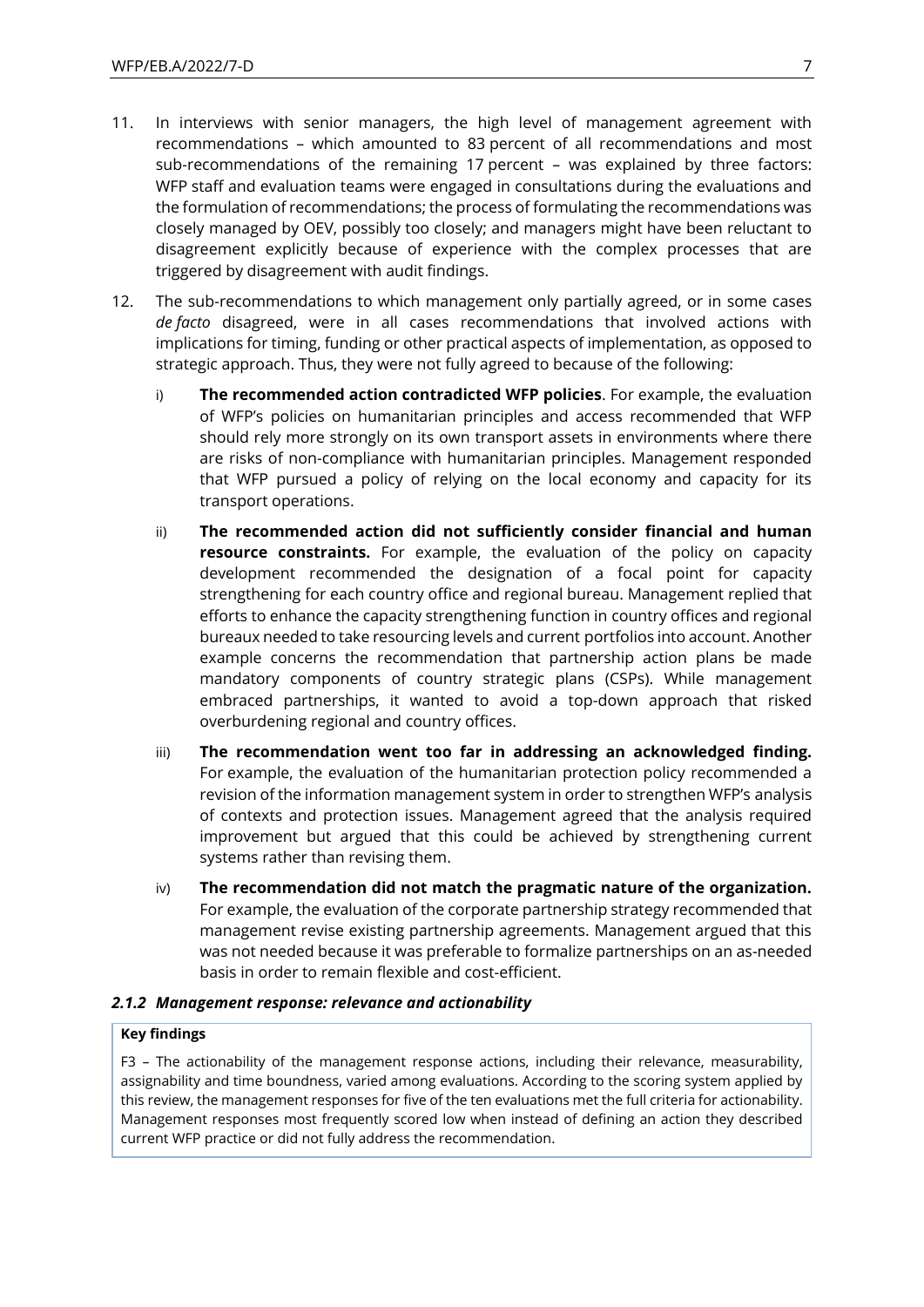11. In interviews with senior managers, the high level of management agreement with recommendations – which amounted to 83 percent of all recommendations and most sub-recommendations of the remaining 17 percent – was explained by three factors: WFP staff and evaluation teams were engaged in consultations during the evaluations and the formulation of recommendations; the process of formulating the recommendations was closely managed by OEV, possibly too closely; and managers might have been reluctant to disagreement explicitly because of experience with the complex processes that are triggered by disagreement with audit findings.

12. The sub-recommendations to which management only partially agreed, or in some cases *de facto* disagreed, were in all cases recommendations that involved actions with implications for timing, funding or other practical aspects of implementation, as opposed to strategic approach. Thus, they were not fully agreed to because of the following:

    i) **The recommended action contradicted WFP policies**. For example, the evaluation of WFP's policies on humanitarian principles and access recommended that WFP should rely more strongly on its own transport assets in environments where there are risks of non-compliance with humanitarian principles. Management responded that WFP pursued a policy of relying on the local economy and capacity for its transport operations.

    ii) **The recommended action did not sufficiently consider financial and human resource constraints.** For example, the evaluation of the policy on capacity development recommended the designation of a focal point for capacity strengthening for each country office and regional bureau. Management replied that efforts to enhance the capacity strengthening function in country offices and regional bureaux needed to take resourcing levels and current portfolios into account. Another example concerns the recommendation that partnership action plans be made mandatory components of country strategic plans (CSPs). While management embraced partnerships, it wanted to avoid a top-down approach that risked overburdening regional and country offices.

    iii) **The recommendation went too far in addressing an acknowledged finding.** For example, the evaluation of the humanitarian protection policy recommended a revision of the information management system in order to strengthen WFP's analysis of contexts and protection issues. Management agreed that the analysis required improvement but argued that this could be achieved by strengthening current systems rather than revising them.

    iv) **The recommendation did not match the pragmatic nature of the organization.** For example, the evaluation of the corporate partnership strategy recommended that management revise existing partnership agreements. Management argued that this was not needed because it was preferable to formalize partnerships on an as-needed basis in order to remain flexible and cost-efficient.

### *2.1.2 Management response: relevance and actionability*

**Key findings**

F3 – The actionability of the management response actions, including their relevance, measurability, assignability and time boundness, varied among evaluations. According to the scoring system applied by this review, the management responses for five of the ten evaluations met the full criteria for actionability. Management responses most frequently scored low when instead of defining an action they described current WFP practice or did not fully address the recommendation.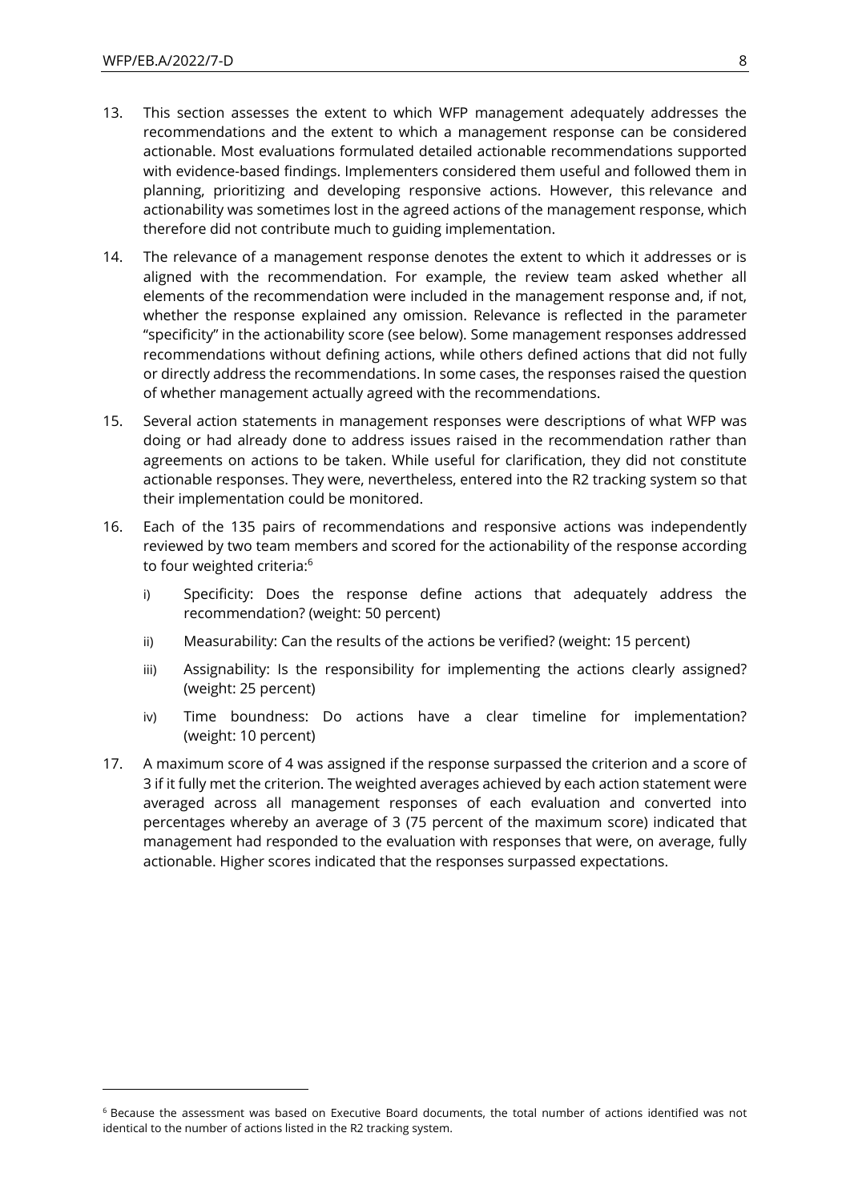13. This section assesses the extent to which WFP management adequately addresses the recommendations and the extent to which a management response can be considered actionable. Most evaluations formulated detailed actionable recommendations supported with evidence-based findings. Implementers considered them useful and followed them in planning, prioritizing and developing responsive actions. However, this relevance and actionability was sometimes lost in the agreed actions of the management response, which therefore did not contribute much to guiding implementation.

14. The relevance of a management response denotes the extent to which it addresses or is aligned with the recommendation. For example, the review team asked whether all elements of the recommendation were included in the management response and, if not, whether the response explained any omission. Relevance is reflected in the parameter "specificity" in the actionability score (see below). Some management responses addressed recommendations without defining actions, while others defined actions that did not fully or directly address the recommendations. In some cases, the responses raised the question of whether management actually agreed with the recommendations.

15. Several action statements in management responses were descriptions of what WFP was doing or had already done to address issues raised in the recommendation rather than agreements on actions to be taken. While useful for clarification, they did not constitute actionable responses. They were, nevertheless, entered into the R2 tracking system so that their implementation could be monitored.

16. Each of the 135 pairs of recommendations and responsive actions was independently reviewed by two team members and scored for the actionability of the response according to four weighted criteria:[6]

    i) Specificity: Does the response define actions that adequately address the recommendation? (weight: 50 percent)

    ii) Measurability: Can the results of the actions be verified? (weight: 15 percent)

    iii) Assignability: Is the responsibility for implementing the actions clearly assigned? (weight: 25 percent)

    iv) Time boundness: Do actions have a clear timeline for implementation? (weight: 10 percent)

17. A maximum score of 4 was assigned if the response surpassed the criterion and a score of 3 if it fully met the criterion. The weighted averages achieved by each action statement were averaged across all management responses of each evaluation and converted into percentages whereby an average of 3 (75 percent of the maximum score) indicated that management had responded to the evaluation with responses that were, on average, fully actionable. Higher scores indicated that the responses surpassed expectations.

[6] Because the assessment was based on Executive Board documents, the total number of actions identified was not identical to the number of actions listed in the R2 tracking system.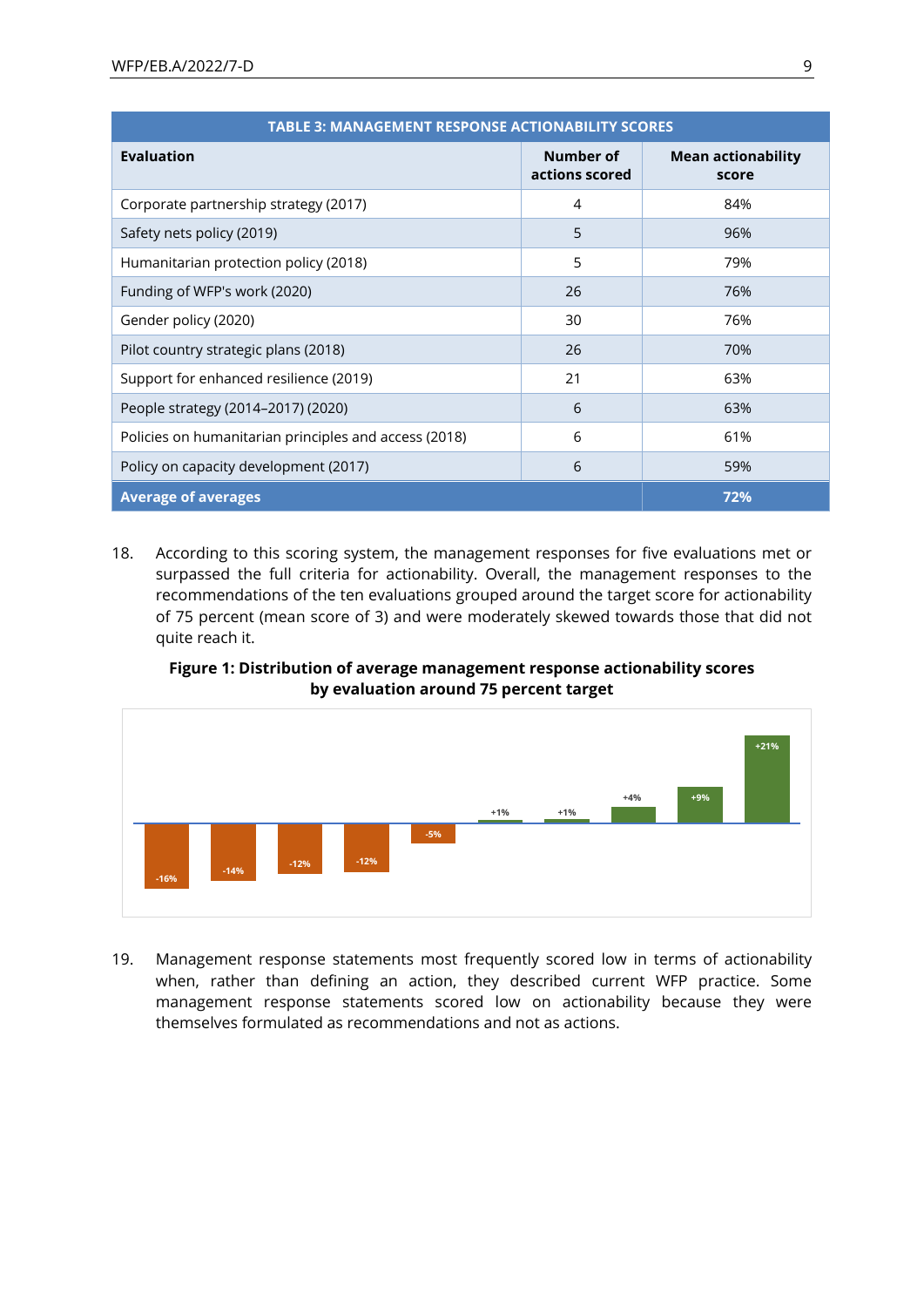| TABLE 3: MANAGEMENT RESPONSE ACTIONABILITY SCORES | | |
|---|---|---|
| **Evaluation** | **Number of actions scored** | **Mean actionability score** |
| Corporate partnership strategy (2017) | 4 | 84% |
| Safety nets policy (2019) | 5 | 96% |
| Humanitarian protection policy (2018) | 5 | 79% |
| Funding of WFP's work (2020) | 26 | 76% |
| Gender policy (2020) | 30 | 76% |
| Pilot country strategic plans (2018) | 26 | 70% |
| Support for enhanced resilience (2019) | 21 | 63% |
| People strategy (2014–2017) (2020) | 6 | 63% |
| Policies on humanitarian principles and access (2018) | 6 | 61% |
| Policy on capacity development (2017) | 6 | 59% |
| **Average of averages** | | **72%** |

18. According to this scoring system, the management responses for five evaluations met or surpassed the full criteria for actionability. Overall, the management responses to the recommendations of the ten evaluations grouped around the target score for actionability of 75 percent (mean score of 3) and were moderately skewed towards those that did not quite reach it.

**Figure 1: Distribution of average management response actionability scores by evaluation around 75 percent target**

-16% -14% -12% -12% -5% +1% +1% +4% +9% +21%

19. Management response statements most frequently scored low in terms of actionability when, rather than defining an action, they described current WFP practice. Some management response statements scored low on actionability because they were themselves formulated as recommendations and not as actions.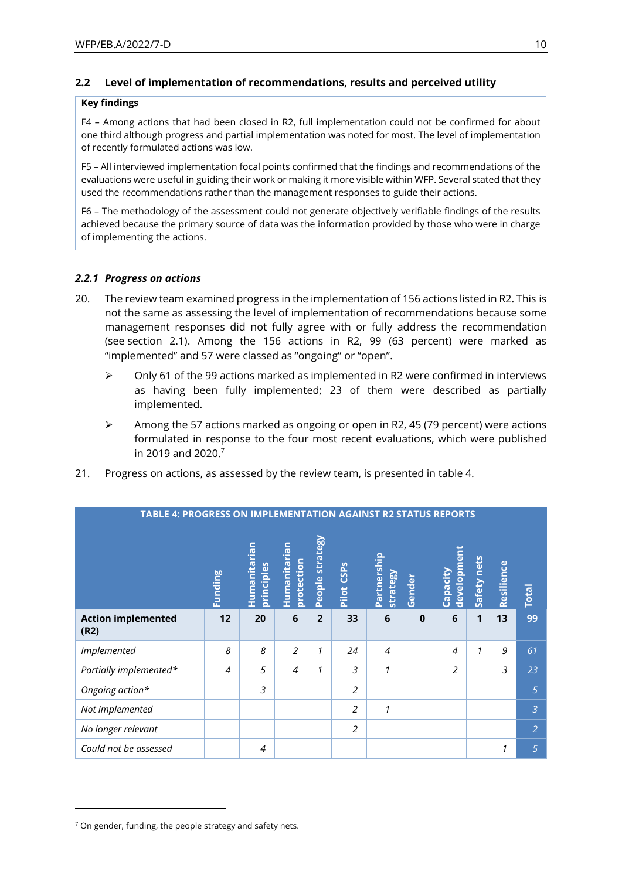## 2.2 Level of implementation of recommendations, results and perceived utility

**Key findings**

F4 – Among actions that had been closed in R2, full implementation could not be confirmed for about one third although progress and partial implementation was noted for most. The level of implementation of recently formulated actions was low.

F5 – All interviewed implementation focal points confirmed that the findings and recommendations of the evaluations were useful in guiding their work or making it more visible within WFP. Several stated that they used the recommendations rather than the management responses to guide their actions.

F6 – The methodology of the assessment could not generate objectively verifiable findings of the results achieved because the primary source of data was the information provided by those who were in charge of implementing the actions.

### *2.2.1 Progress on actions*

20. The review team examined progress in the implementation of 156 actions listed in R2. This is not the same as assessing the level of implementation of recommendations because some management responses did not fully agree with or fully address the recommendation (see section 2.1). Among the 156 actions in R2, 99 (63 percent) were marked as "implemented" and 57 were classed as "ongoing" or "open".

   - Only 61 of the 99 actions marked as implemented in R2 were confirmed in interviews as having been fully implemented; 23 of them were described as partially implemented.
   - Among the 57 actions marked as ongoing or open in R2, 45 (79 percent) were actions formulated in response to the four most recent evaluations, which were published in 2019 and 2020.[7]

21. Progress on actions, as assessed by the review team, is presented in table 4.

**TABLE 4: PROGRESS ON IMPLEMENTATION AGAINST R2 STATUS REPORTS**

| | Funding | Humanitarian principles | Humanitarian protection | People strategy | Pilot CSPs | Partnership strategy | Gender | Capacity development | Safety nets | Resilience | Total |
|---|---|---|---|---|---|---|---|---|---|---|---|
| **Action implemented (R2)** | **12** | **20** | **6** | **2** | **33** | **6** | **0** | **6** | **1** | **13** | **99** |
| *Implemented* | *8* | *8* | *2* | *1* | *24* | *4* | | *4* | *1* | *9* | *61* |
| *Partially implemented\** | *4* | *5* | *4* | *1* | *3* | *1* | | *2* | | *3* | *23* |
| *Ongoing action\** | | *3* | | | *2* | | | | | | *5* |
| *Not implemented* | | | | | *2* | *1* | | | | | *3* |
| *No longer relevant* | | | | | *2* | | | | | | *2* |
| *Could not be assessed* | | *4* | | | | | | | | *1* | *5* |

[7] On gender, funding, the people strategy and safety nets.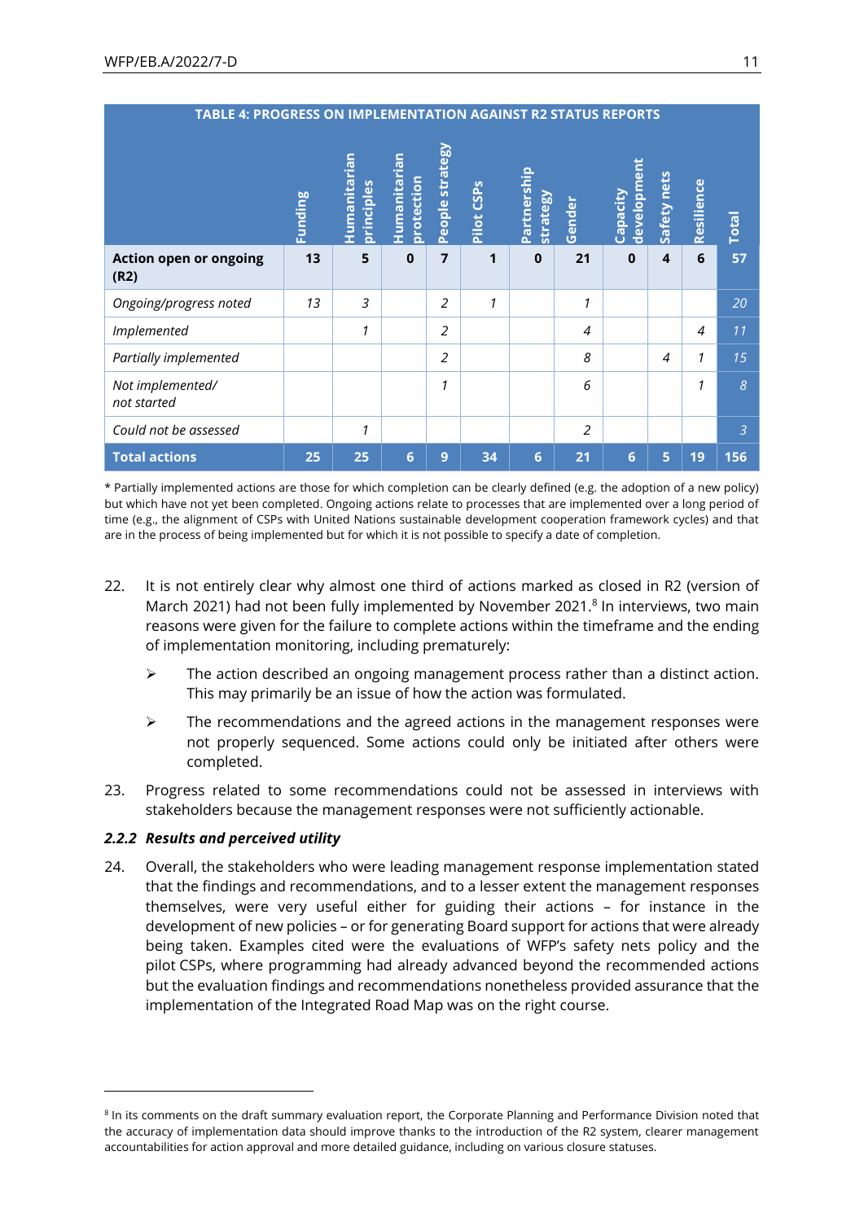**TABLE 4: PROGRESS ON IMPLEMENTATION AGAINST R2 STATUS REPORTS**

| | Funding | Humanitarian principles | Humanitarian protection | People strategy | Pilot CSPs | Partnership strategy | Gender | Capacity development | Safety nets | Resilience | Total |
|---|---|---|---|---|---|---|---|---|---|---|---|
| **Action open or ongoing (R2)** | **13** | **5** | **0** | **7** | **1** | **0** | **21** | **0** | **4** | **6** | **57** |
| *Ongoing/progress noted* | *13* | *3* | | *2* | *1* | | *1* | | | | *20* |
| *Implemented* | | *1* | | *2* | | | *4* | | | *4* | *11* |
| *Partially implemented* | | | | *2* | | | *8* | | *4* | *1* | *15* |
| *Not implemented/ not started* | | | | *1* | | | *6* | | | *1* | *8* |
| *Could not be assessed* | | *1* | | | | | *2* | | | | *3* |
| **Total actions** | **25** | **25** | **6** | **9** | **34** | **6** | **21** | **6** | **5** | **19** | **156** |

\* Partially implemented actions are those for which completion can be clearly defined (e.g. the adoption of a new policy) but which have not yet been completed. Ongoing actions relate to processes that are implemented over a long period of time (e.g., the alignment of CSPs with United Nations sustainable development cooperation framework cycles) and that are in the process of being implemented but for which it is not possible to specify a date of completion.

22. It is not entirely clear why almost one third of actions marked as closed in R2 (version of March 2021) had not been fully implemented by November 2021.[8] In interviews, two main reasons were given for the failure to complete actions within the timeframe and the ending of implementation monitoring, including prematurely:

    - The action described an ongoing management process rather than a distinct action. This may primarily be an issue of how the action was formulated.
    - The recommendations and the agreed actions in the management responses were not properly sequenced. Some actions could only be initiated after others were completed.

23. Progress related to some recommendations could not be assessed in interviews with stakeholders because the management responses were not sufficiently actionable.

### *2.2.2 Results and perceived utility*

24. Overall, the stakeholders who were leading management response implementation stated that the findings and recommendations, and to a lesser extent the management responses themselves, were very useful either for guiding their actions – for instance in the development of new policies – or for generating Board support for actions that were already being taken. Examples cited were the evaluations of WFP's safety nets policy and the pilot CSPs, where programming had already advanced beyond the recommended actions but the evaluation findings and recommendations nonetheless provided assurance that the implementation of the Integrated Road Map was on the right course.

---

[8] In its comments on the draft summary evaluation report, the Corporate Planning and Performance Division noted that the accuracy of implementation data should improve thanks to the introduction of the R2 system, clearer management accountabilities for action approval and more detailed guidance, including on various closure statuses.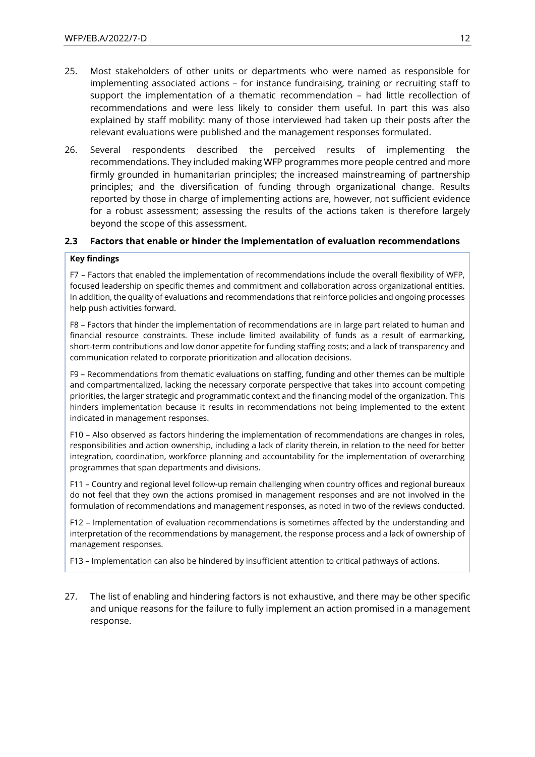25. Most stakeholders of other units or departments who were named as responsible for implementing associated actions – for instance fundraising, training or recruiting staff to support the implementation of a thematic recommendation – had little recollection of recommendations and were less likely to consider them useful. In part this was also explained by staff mobility: many of those interviewed had taken up their posts after the relevant evaluations were published and the management responses formulated.

26. Several respondents described the perceived results of implementing the recommendations. They included making WFP programmes more people centred and more firmly grounded in humanitarian principles; the increased mainstreaming of partnership principles; and the diversification of funding through organizational change. Results reported by those in charge of implementing actions are, however, not sufficient evidence for a robust assessment; assessing the results of the actions taken is therefore largely beyond the scope of this assessment.

### 2.3 Factors that enable or hinder the implementation of evaluation recommendations

**Key findings**

F7 – Factors that enabled the implementation of recommendations include the overall flexibility of WFP, focused leadership on specific themes and commitment and collaboration across organizational entities. In addition, the quality of evaluations and recommendations that reinforce policies and ongoing processes help push activities forward.

F8 – Factors that hinder the implementation of recommendations are in large part related to human and financial resource constraints. These include limited availability of funds as a result of earmarking, short-term contributions and low donor appetite for funding staffing costs; and a lack of transparency and communication related to corporate prioritization and allocation decisions.

F9 – Recommendations from thematic evaluations on staffing, funding and other themes can be multiple and compartmentalized, lacking the necessary corporate perspective that takes into account competing priorities, the larger strategic and programmatic context and the financing model of the organization. This hinders implementation because it results in recommendations not being implemented to the extent indicated in management responses.

F10 – Also observed as factors hindering the implementation of recommendations are changes in roles, responsibilities and action ownership, including a lack of clarity therein, in relation to the need for better integration, coordination, workforce planning and accountability for the implementation of overarching programmes that span departments and divisions.

F11 – Country and regional level follow-up remain challenging when country offices and regional bureaux do not feel that they own the actions promised in management responses and are not involved in the formulation of recommendations and management responses, as noted in two of the reviews conducted.

F12 – Implementation of evaluation recommendations is sometimes affected by the understanding and interpretation of the recommendations by management, the response process and a lack of ownership of management responses.

F13 – Implementation can also be hindered by insufficient attention to critical pathways of actions.

27. The list of enabling and hindering factors is not exhaustive, and there may be other specific and unique reasons for the failure to fully implement an action promised in a management response.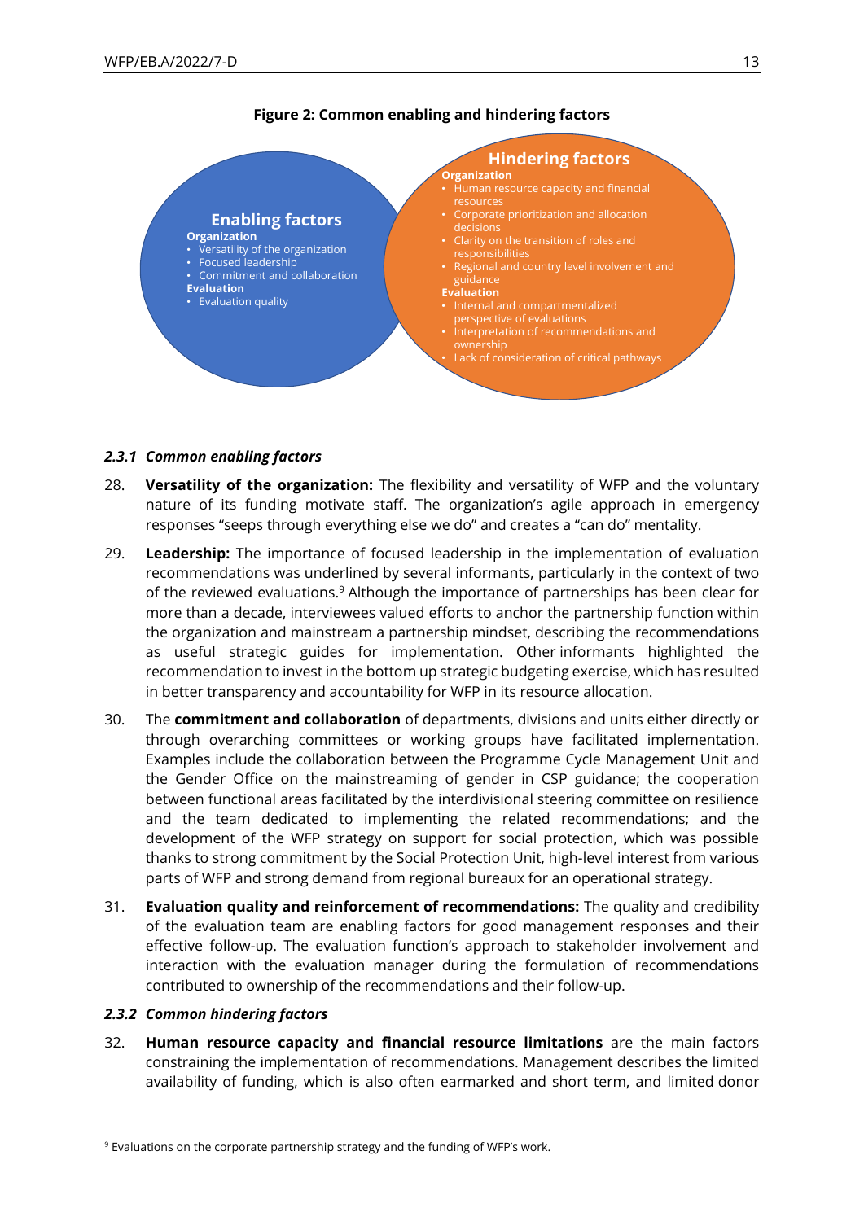**Figure 2: Common enabling and hindering factors**

**Enabling factors**

**Organization**
- Versatility of the organization
- Focused leadership
- Commitment and collaboration

**Evaluation**
- Evaluation quality

**Hindering factors**

**Organization**
- Human resource capacity and financial resources
- Corporate prioritization and allocation decisions
- Clarity on the transition of roles and responsibilities
- Regional and country level involvement and guidance

**Evaluation**
- Internal and compartmentalized perspective of evaluations
- Interpretation of recommendations and ownership
- Lack of consideration of critical pathways

### *2.3.1 Common enabling factors*

28. **Versatility of the organization:** The flexibility and versatility of WFP and the voluntary nature of its funding motivate staff. The organization's agile approach in emergency responses "seeps through everything else we do" and creates a "can do" mentality.

29. **Leadership:** The importance of focused leadership in the implementation of evaluation recommendations was underlined by several informants, particularly in the context of two of the reviewed evaluations.[9] Although the importance of partnerships has been clear for more than a decade, interviewees valued efforts to anchor the partnership function within the organization and mainstream a partnership mindset, describing the recommendations as useful strategic guides for implementation. Other informants highlighted the recommendation to invest in the bottom up strategic budgeting exercise, which has resulted in better transparency and accountability for WFP in its resource allocation.

30. The **commitment and collaboration** of departments, divisions and units either directly or through overarching committees or working groups have facilitated implementation. Examples include the collaboration between the Programme Cycle Management Unit and the Gender Office on the mainstreaming of gender in CSP guidance; the cooperation between functional areas facilitated by the interdivisional steering committee on resilience and the team dedicated to implementing the related recommendations; and the development of the WFP strategy on support for social protection, which was possible thanks to strong commitment by the Social Protection Unit, high-level interest from various parts of WFP and strong demand from regional bureaux for an operational strategy.

31. **Evaluation quality and reinforcement of recommendations:** The quality and credibility of the evaluation team are enabling factors for good management responses and their effective follow-up. The evaluation function's approach to stakeholder involvement and interaction with the evaluation manager during the formulation of recommendations contributed to ownership of the recommendations and their follow-up.

### *2.3.2 Common hindering factors*

32. **Human resource capacity and financial resource limitations** are the main factors constraining the implementation of recommendations. Management describes the limited availability of funding, which is also often earmarked and short term, and limited donor

---

[9] Evaluations on the corporate partnership strategy and the funding of WFP's work.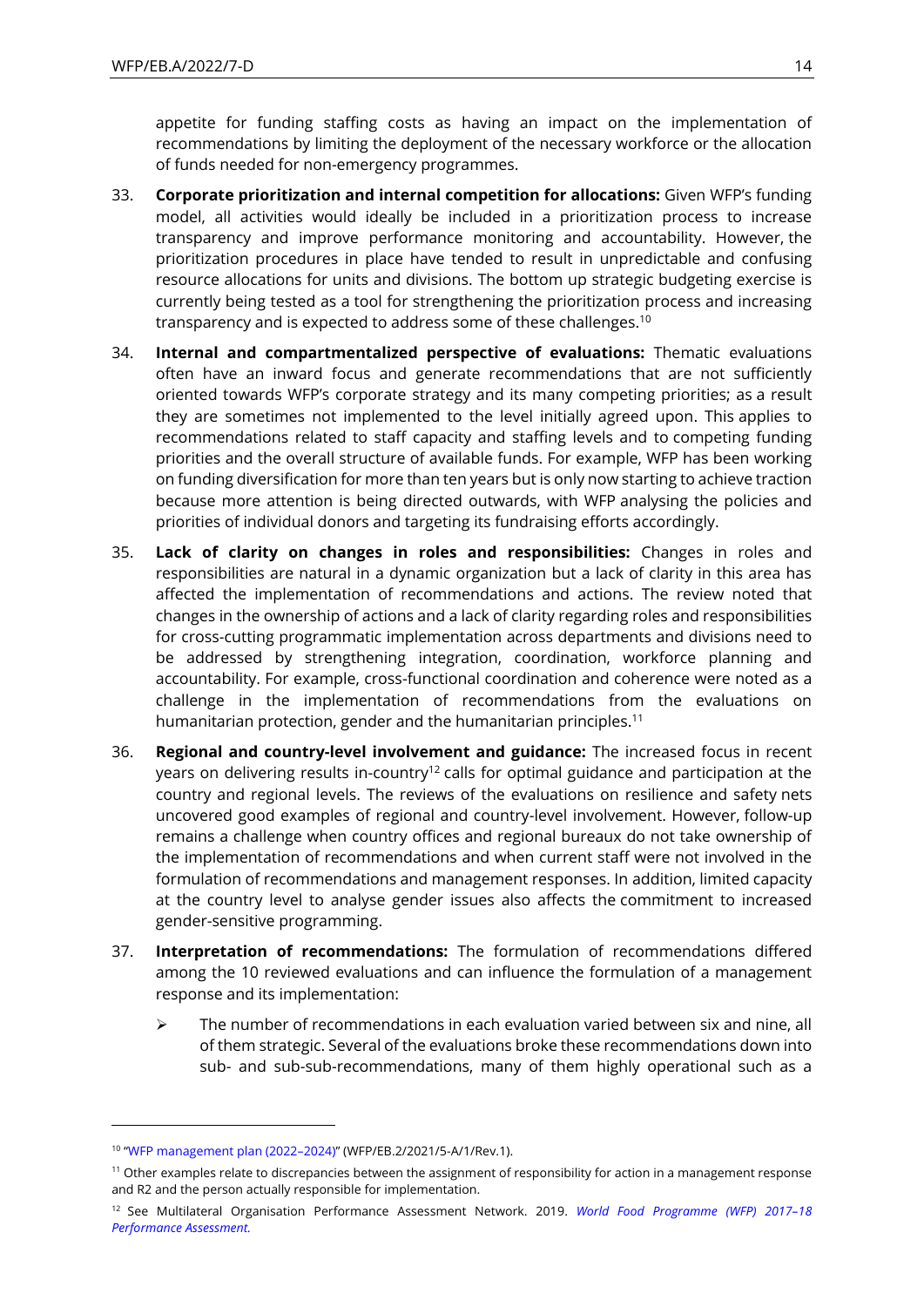appetite for funding staffing costs as having an impact on the implementation of recommendations by limiting the deployment of the necessary workforce or the allocation of funds needed for non-emergency programmes.

33. **Corporate prioritization and internal competition for allocations:** Given WFP's funding model, all activities would ideally be included in a prioritization process to increase transparency and improve performance monitoring and accountability. However, the prioritization procedures in place have tended to result in unpredictable and confusing resource allocations for units and divisions. The bottom up strategic budgeting exercise is currently being tested as a tool for strengthening the prioritization process and increasing transparency and is expected to address some of these challenges.[10]

34. **Internal and compartmentalized perspective of evaluations:** Thematic evaluations often have an inward focus and generate recommendations that are not sufficiently oriented towards WFP's corporate strategy and its many competing priorities; as a result they are sometimes not implemented to the level initially agreed upon. This applies to recommendations related to staff capacity and staffing levels and to competing funding priorities and the overall structure of available funds. For example, WFP has been working on funding diversification for more than ten years but is only now starting to achieve traction because more attention is being directed outwards, with WFP analysing the policies and priorities of individual donors and targeting its fundraising efforts accordingly.

35. **Lack of clarity on changes in roles and responsibilities:** Changes in roles and responsibilities are natural in a dynamic organization but a lack of clarity in this area has affected the implementation of recommendations and actions. The review noted that changes in the ownership of actions and a lack of clarity regarding roles and responsibilities for cross-cutting programmatic implementation across departments and divisions need to be addressed by strengthening integration, coordination, workforce planning and accountability. For example, cross-functional coordination and coherence were noted as a challenge in the implementation of recommendations from the evaluations on humanitarian protection, gender and the humanitarian principles.[11]

36. **Regional and country-level involvement and guidance:** The increased focus in recent years on delivering results in-country[12] calls for optimal guidance and participation at the country and regional levels. The reviews of the evaluations on resilience and safety nets uncovered good examples of regional and country-level involvement. However, follow-up remains a challenge when country offices and regional bureaux do not take ownership of the implementation of recommendations and when current staff were not involved in the formulation of recommendations and management responses. In addition, limited capacity at the country level to analyse gender issues also affects the commitment to increased gender-sensitive programming.

37. **Interpretation of recommendations:** The formulation of recommendations differed among the 10 reviewed evaluations and can influence the formulation of a management response and its implementation:

    - The number of recommendations in each evaluation varied between six and nine, all of them strategic. Several of the evaluations broke these recommendations down into sub- and sub-sub-recommendations, many of them highly operational such as a

---

[10] "WFP management plan (2022–2024)" (WFP/EB.2/2021/5-A/1/Rev.1).

[11] Other examples relate to discrepancies between the assignment of responsibility for action in a management response and R2 and the person actually responsible for implementation.

[12] See Multilateral Organisation Performance Assessment Network. 2019. *World Food Programme (WFP) 2017–18 Performance Assessment.*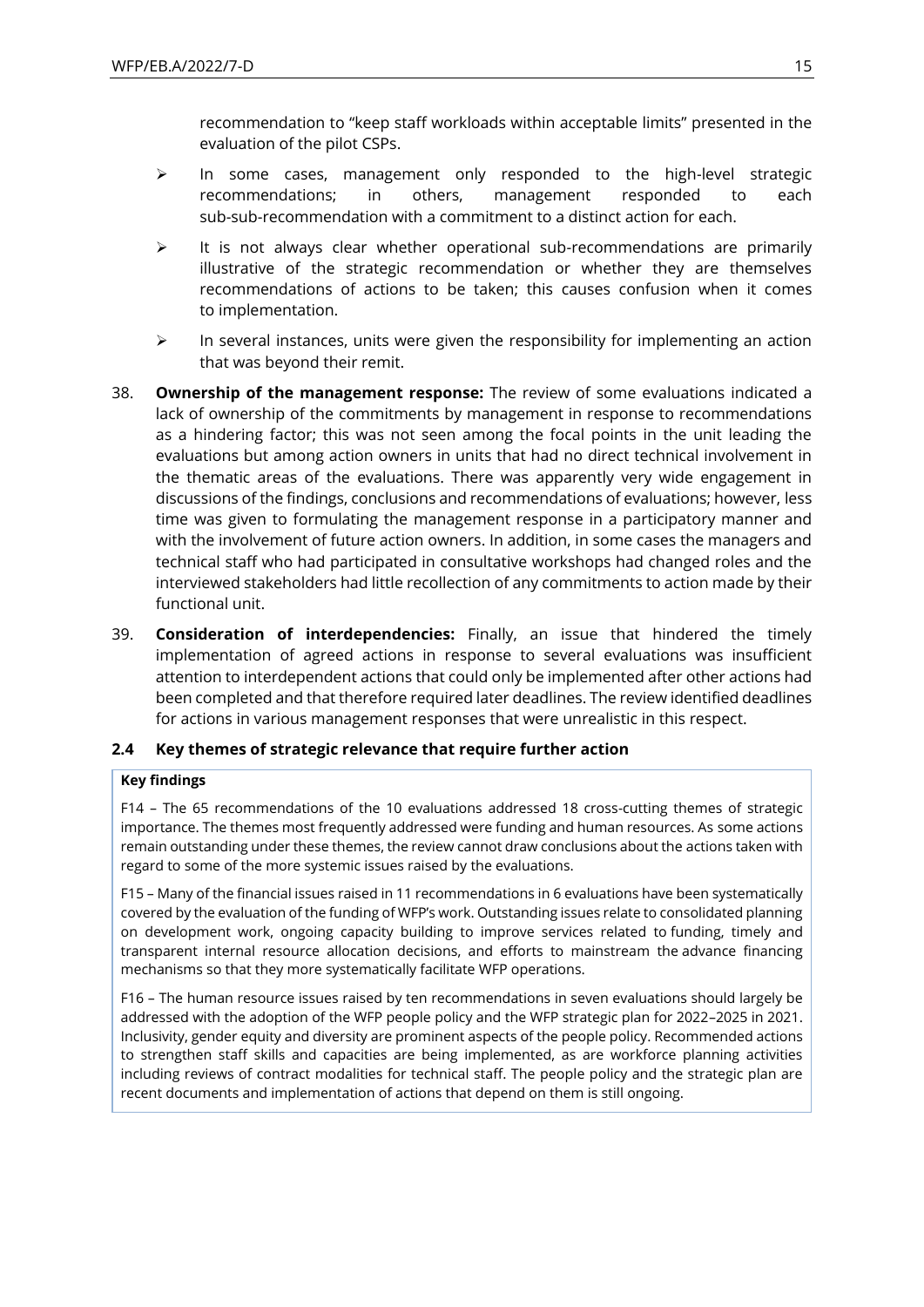recommendation to "keep staff workloads within acceptable limits" presented in the evaluation of the pilot CSPs.

- In some cases, management only responded to the high-level strategic recommendations; in others, management responded to each sub-sub-recommendation with a commitment to a distinct action for each.
- It is not always clear whether operational sub-recommendations are primarily illustrative of the strategic recommendation or whether they are themselves recommendations of actions to be taken; this causes confusion when it comes to implementation.
- In several instances, units were given the responsibility for implementing an action that was beyond their remit.

38. **Ownership of the management response:** The review of some evaluations indicated a lack of ownership of the commitments by management in response to recommendations as a hindering factor; this was not seen among the focal points in the unit leading the evaluations but among action owners in units that had no direct technical involvement in the thematic areas of the evaluations. There was apparently very wide engagement in discussions of the findings, conclusions and recommendations of evaluations; however, less time was given to formulating the management response in a participatory manner and with the involvement of future action owners. In addition, in some cases the managers and technical staff who had participated in consultative workshops had changed roles and the interviewed stakeholders had little recollection of any commitments to action made by their functional unit.

39. **Consideration of interdependencies:** Finally, an issue that hindered the timely implementation of agreed actions in response to several evaluations was insufficient attention to interdependent actions that could only be implemented after other actions had been completed and that therefore required later deadlines. The review identified deadlines for actions in various management responses that were unrealistic in this respect.

### 2.4 Key themes of strategic relevance that require further action

**Key findings**

F14 – The 65 recommendations of the 10 evaluations addressed 18 cross-cutting themes of strategic importance. The themes most frequently addressed were funding and human resources. As some actions remain outstanding under these themes, the review cannot draw conclusions about the actions taken with regard to some of the more systemic issues raised by the evaluations.

F15 – Many of the financial issues raised in 11 recommendations in 6 evaluations have been systematically covered by the evaluation of the funding of WFP's work. Outstanding issues relate to consolidated planning on development work, ongoing capacity building to improve services related to funding, timely and transparent internal resource allocation decisions, and efforts to mainstream the advance financing mechanisms so that they more systematically facilitate WFP operations.

F16 – The human resource issues raised by ten recommendations in seven evaluations should largely be addressed with the adoption of the WFP people policy and the WFP strategic plan for 2022–2025 in 2021. Inclusivity, gender equity and diversity are prominent aspects of the people policy. Recommended actions to strengthen staff skills and capacities are being implemented, as are workforce planning activities including reviews of contract modalities for technical staff. The people policy and the strategic plan are recent documents and implementation of actions that depend on them is still ongoing.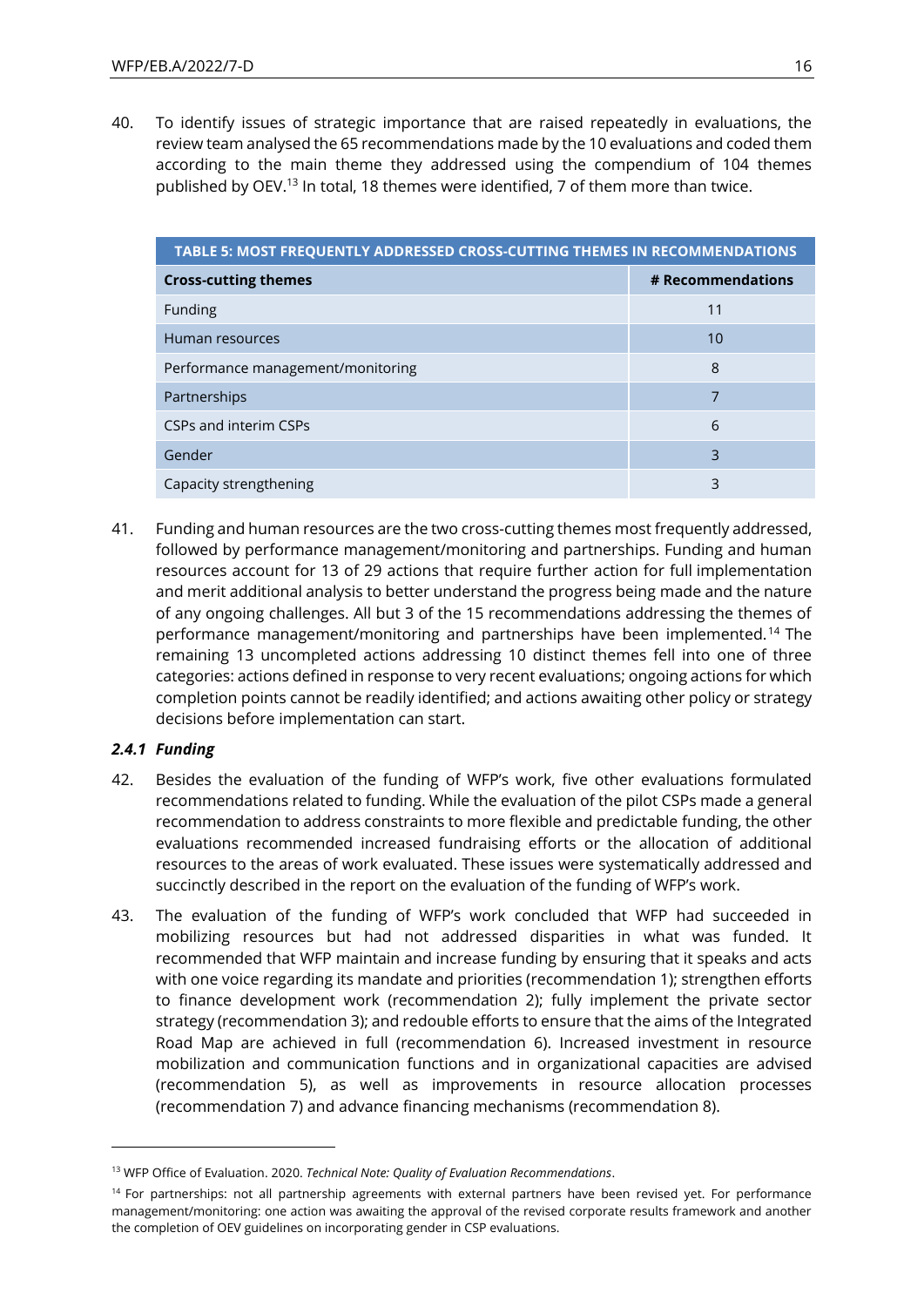40. To identify issues of strategic importance that are raised repeatedly in evaluations, the review team analysed the 65 recommendations made by the 10 evaluations and coded them according to the main theme they addressed using the compendium of 104 themes published by OEV.[13] In total, 18 themes were identified, 7 of them more than twice.

**TABLE 5: MOST FREQUENTLY ADDRESSED CROSS-CUTTING THEMES IN RECOMMENDATIONS**

| Cross-cutting themes | # Recommendations |
|---|---|
| Funding | 11 |
| Human resources | 10 |
| Performance management/monitoring | 8 |
| Partnerships | 7 |
| CSPs and interim CSPs | 6 |
| Gender | 3 |
| Capacity strengthening | 3 |

41. Funding and human resources are the two cross-cutting themes most frequently addressed, followed by performance management/monitoring and partnerships. Funding and human resources account for 13 of 29 actions that require further action for full implementation and merit additional analysis to better understand the progress being made and the nature of any ongoing challenges. All but 3 of the 15 recommendations addressing the themes of performance management/monitoring and partnerships have been implemented.[14] The remaining 13 uncompleted actions addressing 10 distinct themes fell into one of three categories: actions defined in response to very recent evaluations; ongoing actions for which completion points cannot be readily identified; and actions awaiting other policy or strategy decisions before implementation can start.

### *2.4.1 Funding*

42. Besides the evaluation of the funding of WFP's work, five other evaluations formulated recommendations related to funding. While the evaluation of the pilot CSPs made a general recommendation to address constraints to more flexible and predictable funding, the other evaluations recommended increased fundraising efforts or the allocation of additional resources to the areas of work evaluated. These issues were systematically addressed and succinctly described in the report on the evaluation of the funding of WFP's work.

43. The evaluation of the funding of WFP's work concluded that WFP had succeeded in mobilizing resources but had not addressed disparities in what was funded. It recommended that WFP maintain and increase funding by ensuring that it speaks and acts with one voice regarding its mandate and priorities (recommendation 1); strengthen efforts to finance development work (recommendation 2); fully implement the private sector strategy (recommendation 3); and redouble efforts to ensure that the aims of the Integrated Road Map are achieved in full (recommendation 6). Increased investment in resource mobilization and communication functions and in organizational capacities are advised (recommendation 5), as well as improvements in resource allocation processes (recommendation 7) and advance financing mechanisms (recommendation 8).

---

[13] WFP Office of Evaluation. 2020. *Technical Note: Quality of Evaluation Recommendations*.

[14] For partnerships: not all partnership agreements with external partners have been revised yet. For performance management/monitoring: one action was awaiting the approval of the revised corporate results framework and another the completion of OEV guidelines on incorporating gender in CSP evaluations.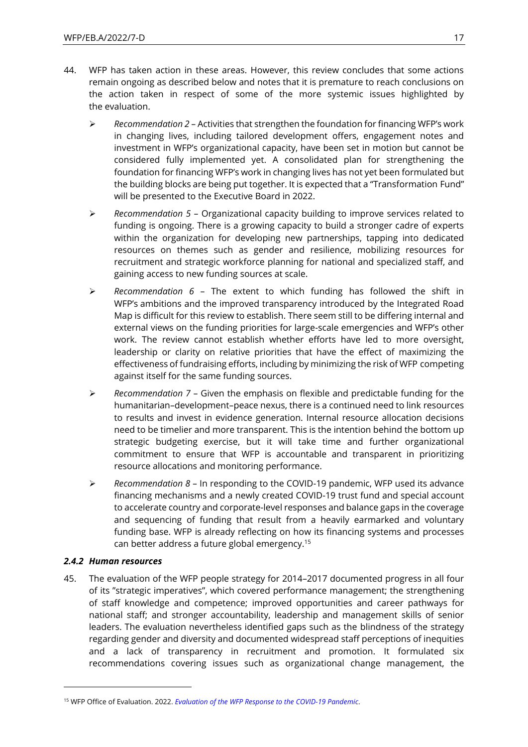44. WFP has taken action in these areas. However, this review concludes that some actions remain ongoing as described below and notes that it is premature to reach conclusions on the action taken in respect of some of the more systemic issues highlighted by the evaluation.

    - *Recommendation 2* – Activities that strengthen the foundation for financing WFP's work in changing lives, including tailored development offers, engagement notes and investment in WFP's organizational capacity, have been set in motion but cannot be considered fully implemented yet. A consolidated plan for strengthening the foundation for financing WFP's work in changing lives has not yet been formulated but the building blocks are being put together. It is expected that a "Transformation Fund" will be presented to the Executive Board in 2022.
    - *Recommendation 5* – Organizational capacity building to improve services related to funding is ongoing. There is a growing capacity to build a stronger cadre of experts within the organization for developing new partnerships, tapping into dedicated resources on themes such as gender and resilience, mobilizing resources for recruitment and strategic workforce planning for national and specialized staff, and gaining access to new funding sources at scale.
    - *Recommendation 6* – The extent to which funding has followed the shift in WFP's ambitions and the improved transparency introduced by the Integrated Road Map is difficult for this review to establish. There seem still to be differing internal and external views on the funding priorities for large-scale emergencies and WFP's other work. The review cannot establish whether efforts have led to more oversight, leadership or clarity on relative priorities that have the effect of maximizing the effectiveness of fundraising efforts, including by minimizing the risk of WFP competing against itself for the same funding sources.
    - *Recommendation 7* – Given the emphasis on flexible and predictable funding for the humanitarian–development–peace nexus, there is a continued need to link resources to results and invest in evidence generation. Internal resource allocation decisions need to be timelier and more transparent. This is the intention behind the bottom up strategic budgeting exercise, but it will take time and further organizational commitment to ensure that WFP is accountable and transparent in prioritizing resource allocations and monitoring performance.
    - *Recommendation 8* – In responding to the COVID-19 pandemic, WFP used its advance financing mechanisms and a newly created COVID-19 trust fund and special account to accelerate country and corporate-level responses and balance gaps in the coverage and sequencing of funding that result from a heavily earmarked and voluntary funding base. WFP is already reflecting on how its financing systems and processes can better address a future global emergency.[15]

#### *2.4.2 Human resources*

45. The evaluation of the WFP people strategy for 2014–2017 documented progress in all four of its "strategic imperatives", which covered performance management; the strengthening of staff knowledge and competence; improved opportunities and career pathways for national staff; and stronger accountability, leadership and management skills of senior leaders. The evaluation nevertheless identified gaps such as the blindness of the strategy regarding gender and diversity and documented widespread staff perceptions of inequities and a lack of transparency in recruitment and promotion. It formulated six recommendations covering issues such as organizational change management, the

---

[15] WFP Office of Evaluation. 2022. *Evaluation of the WFP Response to the COVID-19 Pandemic*.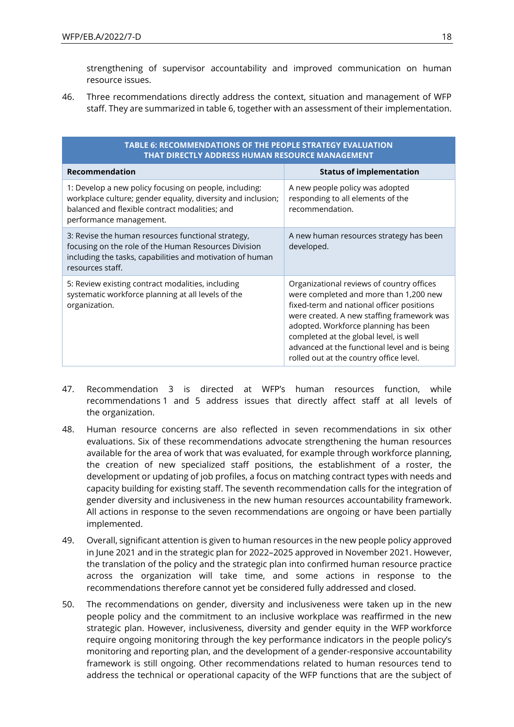strengthening of supervisor accountability and improved communication on human resource issues.

46. Three recommendations directly address the context, situation and management of WFP staff. They are summarized in table 6, together with an assessment of their implementation.

**TABLE 6: RECOMMENDATIONS OF THE PEOPLE STRATEGY EVALUATION THAT DIRECTLY ADDRESS HUMAN RESOURCE MANAGEMENT**

| Recommendation | Status of implementation |
|---|---|
| 1: Develop a new policy focusing on people, including: workplace culture; gender equality, diversity and inclusion; balanced and flexible contract modalities; and performance management. | A new people policy was adopted responding to all elements of the recommendation. |
| 3: Revise the human resources functional strategy, focusing on the role of the Human Resources Division including the tasks, capabilities and motivation of human resources staff. | A new human resources strategy has been developed. |
| 5: Review existing contract modalities, including systematic workforce planning at all levels of the organization. | Organizational reviews of country offices were completed and more than 1,200 new fixed-term and national officer positions were created. A new staffing framework was adopted. Workforce planning has been completed at the global level, is well advanced at the functional level and is being rolled out at the country office level. |

47. Recommendation 3 is directed at WFP's human resources function, while recommendations 1 and 5 address issues that directly affect staff at all levels of the organization.

48. Human resource concerns are also reflected in seven recommendations in six other evaluations. Six of these recommendations advocate strengthening the human resources available for the area of work that was evaluated, for example through workforce planning, the creation of new specialized staff positions, the establishment of a roster, the development or updating of job profiles, a focus on matching contract types with needs and capacity building for existing staff. The seventh recommendation calls for the integration of gender diversity and inclusiveness in the new human resources accountability framework. All actions in response to the seven recommendations are ongoing or have been partially implemented.

49. Overall, significant attention is given to human resources in the new people policy approved in June 2021 and in the strategic plan for 2022–2025 approved in November 2021. However, the translation of the policy and the strategic plan into confirmed human resource practice across the organization will take time, and some actions in response to the recommendations therefore cannot yet be considered fully addressed and closed.

50. The recommendations on gender, diversity and inclusiveness were taken up in the new people policy and the commitment to an inclusive workplace was reaffirmed in the new strategic plan. However, inclusiveness, diversity and gender equity in the WFP workforce require ongoing monitoring through the key performance indicators in the people policy's monitoring and reporting plan, and the development of a gender-responsive accountability framework is still ongoing. Other recommendations related to human resources tend to address the technical or operational capacity of the WFP functions that are the subject of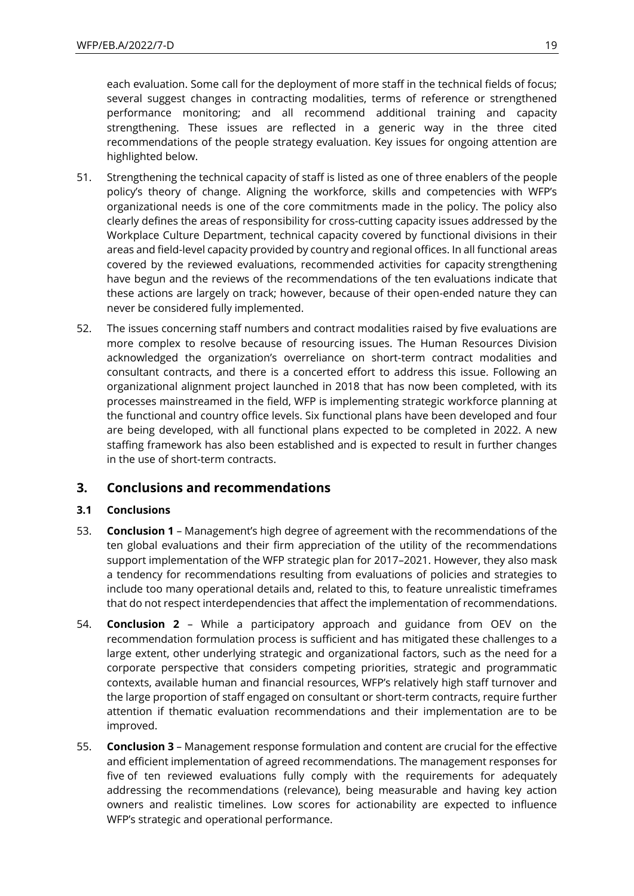each evaluation. Some call for the deployment of more staff in the technical fields of focus; several suggest changes in contracting modalities, terms of reference or strengthened performance monitoring; and all recommend additional training and capacity strengthening. These issues are reflected in a generic way in the three cited recommendations of the people strategy evaluation. Key issues for ongoing attention are highlighted below.

51. Strengthening the technical capacity of staff is listed as one of three enablers of the people policy's theory of change. Aligning the workforce, skills and competencies with WFP's organizational needs is one of the core commitments made in the policy. The policy also clearly defines the areas of responsibility for cross-cutting capacity issues addressed by the Workplace Culture Department, technical capacity covered by functional divisions in their areas and field-level capacity provided by country and regional offices. In all functional areas covered by the reviewed evaluations, recommended activities for capacity strengthening have begun and the reviews of the recommendations of the ten evaluations indicate that these actions are largely on track; however, because of their open-ended nature they can never be considered fully implemented.

52. The issues concerning staff numbers and contract modalities raised by five evaluations are more complex to resolve because of resourcing issues. The Human Resources Division acknowledged the organization's overreliance on short-term contract modalities and consultant contracts, and there is a concerted effort to address this issue. Following an organizational alignment project launched in 2018 that has now been completed, with its processes mainstreamed in the field, WFP is implementing strategic workforce planning at the functional and country office levels. Six functional plans have been developed and four are being developed, with all functional plans expected to be completed in 2022. A new staffing framework has also been established and is expected to result in further changes in the use of short-term contracts.

## 3. Conclusions and recommendations

### 3.1 Conclusions

53. **Conclusion 1** – Management's high degree of agreement with the recommendations of the ten global evaluations and their firm appreciation of the utility of the recommendations support implementation of the WFP strategic plan for 2017–2021. However, they also mask a tendency for recommendations resulting from evaluations of policies and strategies to include too many operational details and, related to this, to feature unrealistic timeframes that do not respect interdependencies that affect the implementation of recommendations.

54. **Conclusion 2** – While a participatory approach and guidance from OEV on the recommendation formulation process is sufficient and has mitigated these challenges to a large extent, other underlying strategic and organizational factors, such as the need for a corporate perspective that considers competing priorities, strategic and programmatic contexts, available human and financial resources, WFP's relatively high staff turnover and the large proportion of staff engaged on consultant or short-term contracts, require further attention if thematic evaluation recommendations and their implementation are to be improved.

55. **Conclusion 3** – Management response formulation and content are crucial for the effective and efficient implementation of agreed recommendations. The management responses for five of ten reviewed evaluations fully comply with the requirements for adequately addressing the recommendations (relevance), being measurable and having key action owners and realistic timelines. Low scores for actionability are expected to influence WFP's strategic and operational performance.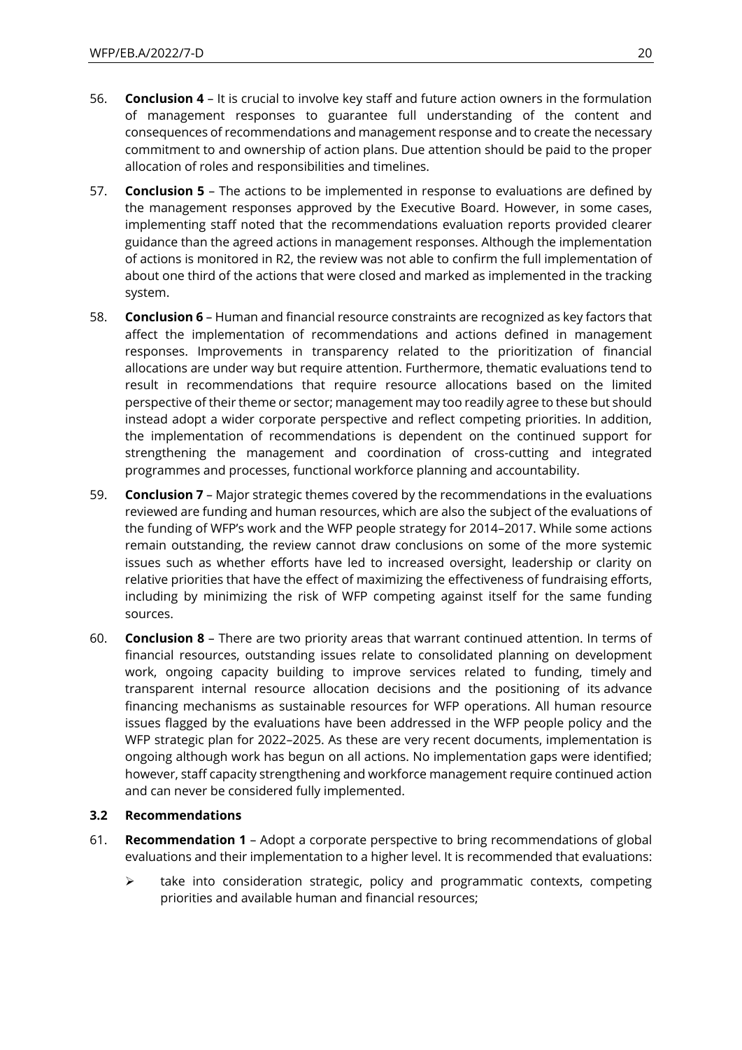56. **Conclusion 4** – It is crucial to involve key staff and future action owners in the formulation of management responses to guarantee full understanding of the content and consequences of recommendations and management response and to create the necessary commitment to and ownership of action plans. Due attention should be paid to the proper allocation of roles and responsibilities and timelines.

57. **Conclusion 5** – The actions to be implemented in response to evaluations are defined by the management responses approved by the Executive Board. However, in some cases, implementing staff noted that the recommendations evaluation reports provided clearer guidance than the agreed actions in management responses. Although the implementation of actions is monitored in R2, the review was not able to confirm the full implementation of about one third of the actions that were closed and marked as implemented in the tracking system.

58. **Conclusion 6** – Human and financial resource constraints are recognized as key factors that affect the implementation of recommendations and actions defined in management responses. Improvements in transparency related to the prioritization of financial allocations are under way but require attention. Furthermore, thematic evaluations tend to result in recommendations that require resource allocations based on the limited perspective of their theme or sector; management may too readily agree to these but should instead adopt a wider corporate perspective and reflect competing priorities. In addition, the implementation of recommendations is dependent on the continued support for strengthening the management and coordination of cross-cutting and integrated programmes and processes, functional workforce planning and accountability.

59. **Conclusion 7** – Major strategic themes covered by the recommendations in the evaluations reviewed are funding and human resources, which are also the subject of the evaluations of the funding of WFP's work and the WFP people strategy for 2014–2017. While some actions remain outstanding, the review cannot draw conclusions on some of the more systemic issues such as whether efforts have led to increased oversight, leadership or clarity on relative priorities that have the effect of maximizing the effectiveness of fundraising efforts, including by minimizing the risk of WFP competing against itself for the same funding sources.

60. **Conclusion 8** – There are two priority areas that warrant continued attention. In terms of financial resources, outstanding issues relate to consolidated planning on development work, ongoing capacity building to improve services related to funding, timely and transparent internal resource allocation decisions and the positioning of its advance financing mechanisms as sustainable resources for WFP operations. All human resource issues flagged by the evaluations have been addressed in the WFP people policy and the WFP strategic plan for 2022–2025. As these are very recent documents, implementation is ongoing although work has begun on all actions. No implementation gaps were identified; however, staff capacity strengthening and workforce management require continued action and can never be considered fully implemented.

### 3.2 Recommendations

61. **Recommendation 1** – Adopt a corporate perspective to bring recommendations of global evaluations and their implementation to a higher level. It is recommended that evaluations:

    - take into consideration strategic, policy and programmatic contexts, competing priorities and available human and financial resources;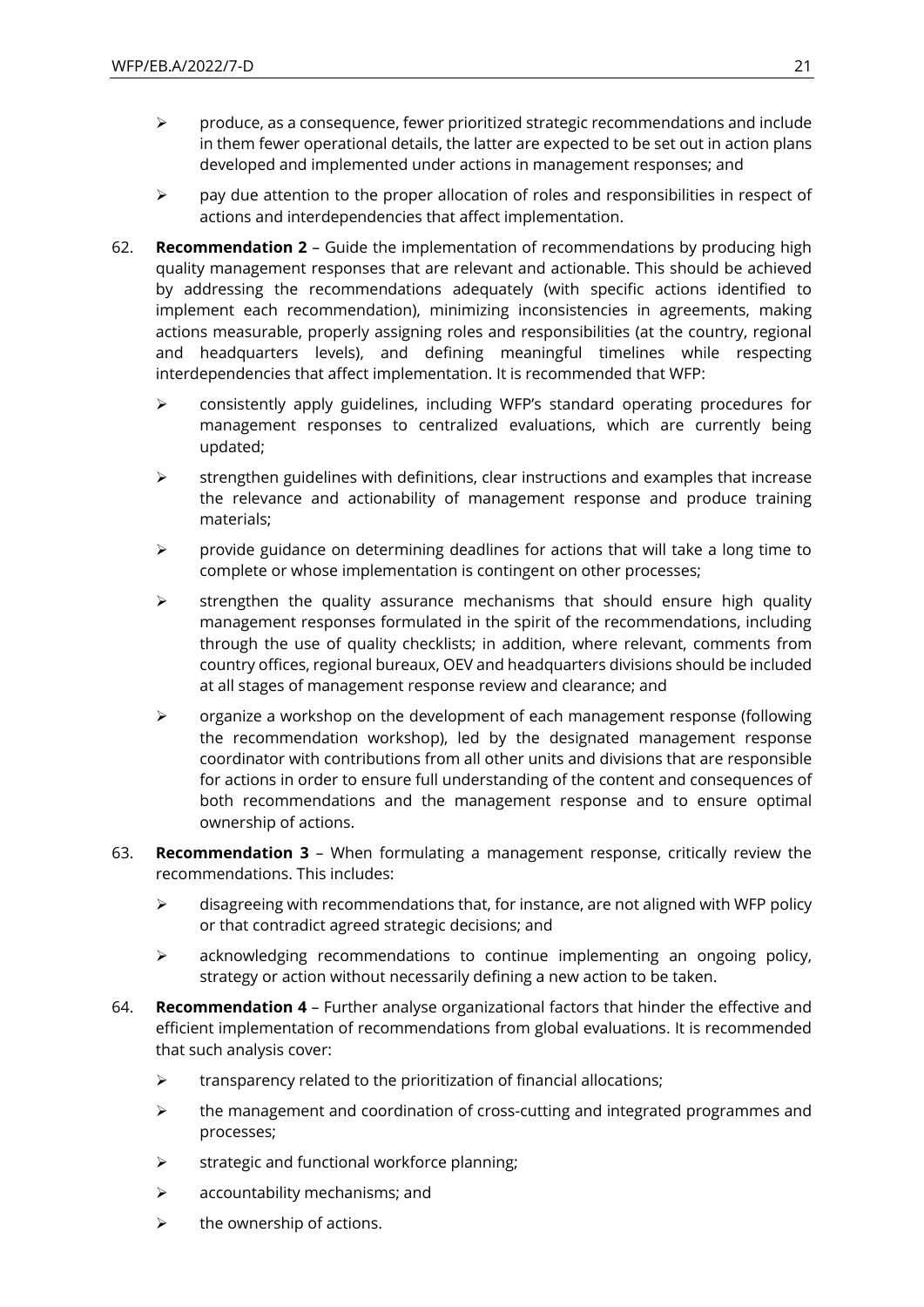- produce, as a consequence, fewer prioritized strategic recommendations and include in them fewer operational details, the latter are expected to be set out in action plans developed and implemented under actions in management responses; and
- pay due attention to the proper allocation of roles and responsibilities in respect of actions and interdependencies that affect implementation.

62. **Recommendation 2** – Guide the implementation of recommendations by producing high quality management responses that are relevant and actionable. This should be achieved by addressing the recommendations adequately (with specific actions identified to implement each recommendation), minimizing inconsistencies in agreements, making actions measurable, properly assigning roles and responsibilities (at the country, regional and headquarters levels), and defining meaningful timelines while respecting interdependencies that affect implementation. It is recommended that WFP:
   - consistently apply guidelines, including WFP's standard operating procedures for management responses to centralized evaluations, which are currently being updated;
   - strengthen guidelines with definitions, clear instructions and examples that increase the relevance and actionability of management response and produce training materials;
   - provide guidance on determining deadlines for actions that will take a long time to complete or whose implementation is contingent on other processes;
   - strengthen the quality assurance mechanisms that should ensure high quality management responses formulated in the spirit of the recommendations, including through the use of quality checklists; in addition, where relevant, comments from country offices, regional bureaux, OEV and headquarters divisions should be included at all stages of management response review and clearance; and
   - organize a workshop on the development of each management response (following the recommendation workshop), led by the designated management response coordinator with contributions from all other units and divisions that are responsible for actions in order to ensure full understanding of the content and consequences of both recommendations and the management response and to ensure optimal ownership of actions.

63. **Recommendation 3** – When formulating a management response, critically review the recommendations. This includes:
   - disagreeing with recommendations that, for instance, are not aligned with WFP policy or that contradict agreed strategic decisions; and
   - acknowledging recommendations to continue implementing an ongoing policy, strategy or action without necessarily defining a new action to be taken.

64. **Recommendation 4** – Further analyse organizational factors that hinder the effective and efficient implementation of recommendations from global evaluations. It is recommended that such analysis cover:
   - transparency related to the prioritization of financial allocations;
   - the management and coordination of cross-cutting and integrated programmes and processes;
   - strategic and functional workforce planning;
   - accountability mechanisms; and
   - the ownership of actions.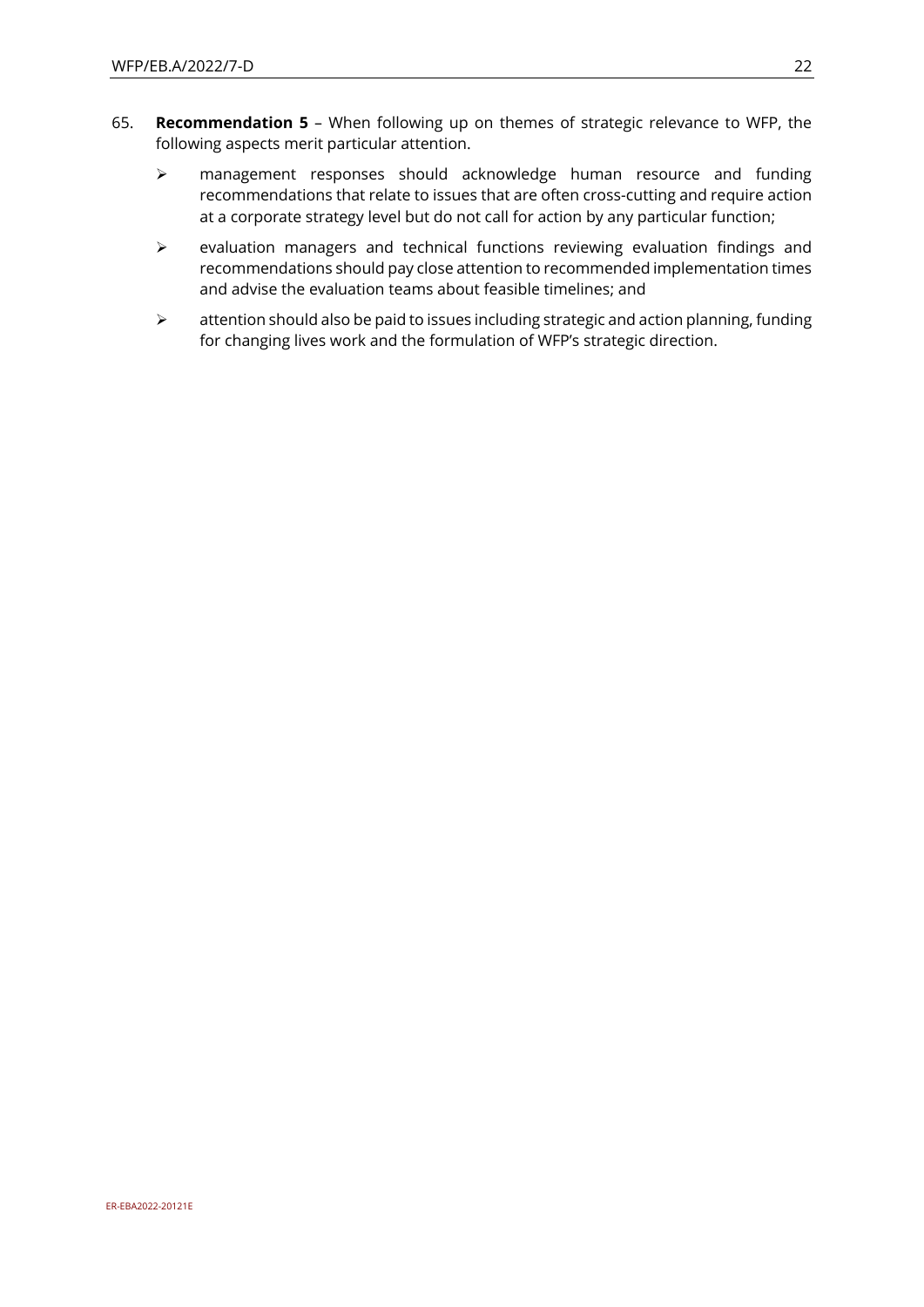65. **Recommendation 5** – When following up on themes of strategic relevance to WFP, the following aspects merit particular attention.

- management responses should acknowledge human resource and funding recommendations that relate to issues that are often cross-cutting and require action at a corporate strategy level but do not call for action by any particular function;
- evaluation managers and technical functions reviewing evaluation findings and recommendations should pay close attention to recommended implementation times and advise the evaluation teams about feasible timelines; and
- attention should also be paid to issues including strategic and action planning, funding for changing lives work and the formulation of WFP's strategic direction.

ER-EBA2022-20121E